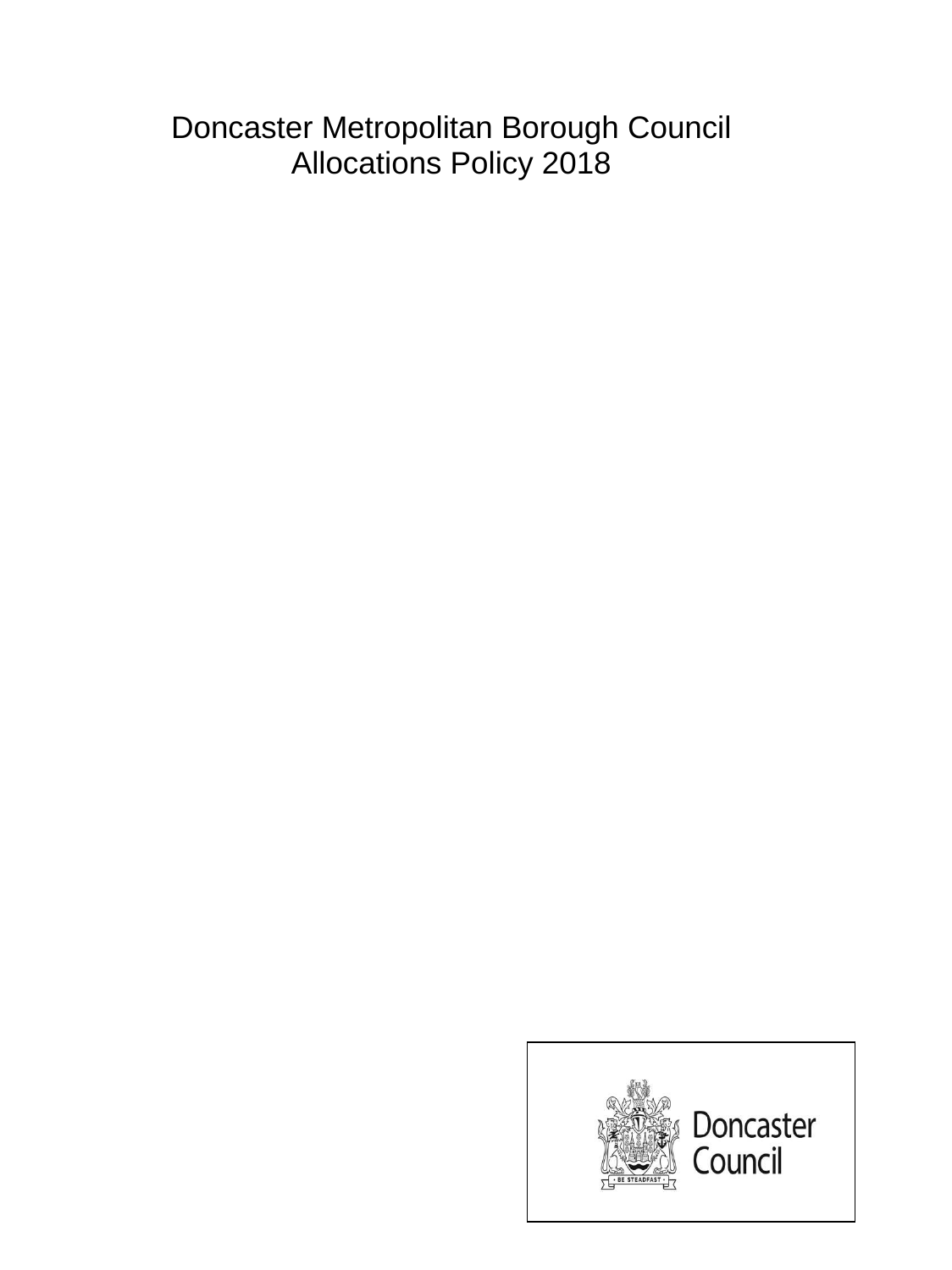# Doncaster Metropolitan Borough Council Allocations Policy 2018

Doncaster Council

BE STEADFAST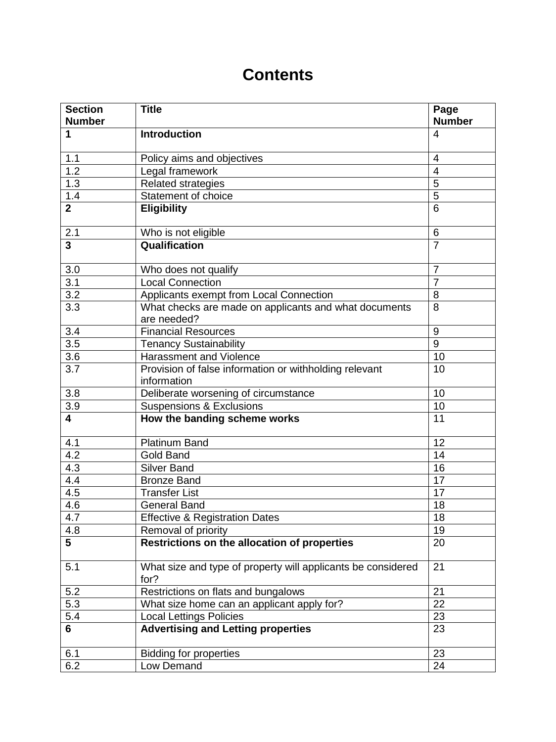# Contents

| Section Number | Title | Page Number |
|---|---|---|
| **1** | **Introduction** | 4 |
| 1.1 | Policy aims and objectives | 4 |
| 1.2 | Legal framework | 4 |
| 1.3 | Related strategies | 5 |
| 1.4 | Statement of choice | 5 |
| **2** | **Eligibility** | 6 |
| 2.1 | Who is not eligible | 6 |
| **3** | **Qualification** | 7 |
| 3.0 | Who does not qualify | 7 |
| 3.1 | Local Connection | 7 |
| 3.2 | Applicants exempt from Local Connection | 8 |
| 3.3 | What checks are made on applicants and what documents are needed? | 8 |
| 3.4 | Financial Resources | 9 |
| 3.5 | Tenancy Sustainability | 9 |
| 3.6 | Harassment and Violence | 10 |
| 3.7 | Provision of false information or withholding relevant information | 10 |
| 3.8 | Deliberate worsening of circumstance | 10 |
| 3.9 | Suspensions & Exclusions | 10 |
| **4** | **How the banding scheme works** | 11 |
| 4.1 | Platinum Band | 12 |
| 4.2 | Gold Band | 14 |
| 4.3 | Silver Band | 16 |
| 4.4 | Bronze Band | 17 |
| 4.5 | Transfer List | 17 |
| 4.6 | General Band | 18 |
| 4.7 | Effective & Registration Dates | 18 |
| 4.8 | Removal of priority | 19 |
| **5** | **Restrictions on the allocation of properties** | 20 |
| 5.1 | What size and type of property will applicants be considered for? | 21 |
| 5.2 | Restrictions on flats and bungalows | 21 |
| 5.3 | What size home can an applicant apply for? | 22 |
| 5.4 | Local Lettings Policies | 23 |
| **6** | **Advertising and Letting properties** | 23 |
| 6.1 | Bidding for properties | 23 |
| 6.2 | Low Demand | 24 |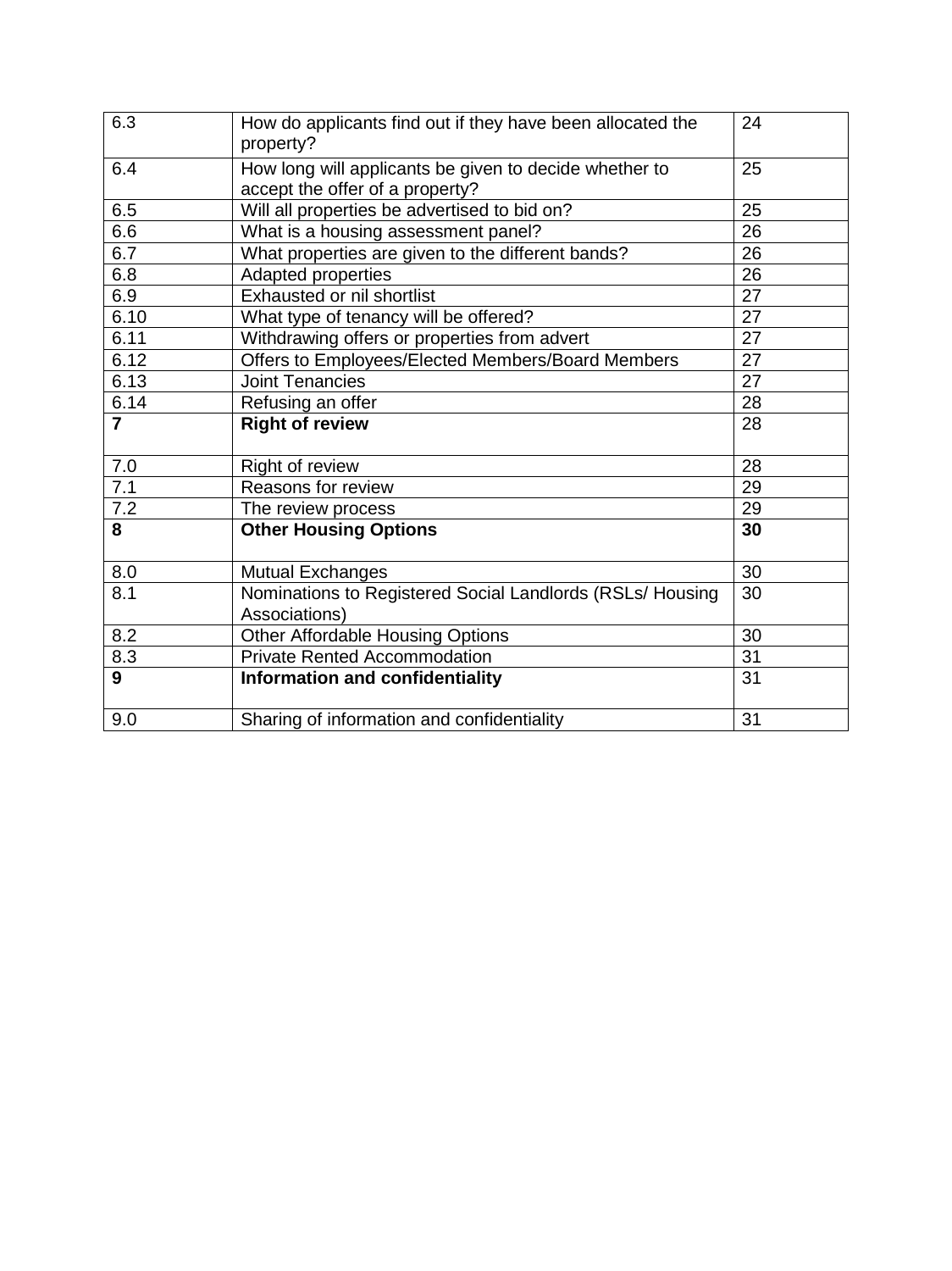| | | |
|---|---|---|
| 6.3 | How do applicants find out if they have been allocated the property? | 24 |
| 6.4 | How long will applicants be given to decide whether to accept the offer of a property? | 25 |
| 6.5 | Will all properties be advertised to bid on? | 25 |
| 6.6 | What is a housing assessment panel? | 26 |
| 6.7 | What properties are given to the different bands? | 26 |
| 6.8 | Adapted properties | 26 |
| 6.9 | Exhausted or nil shortlist | 27 |
| 6.10 | What type of tenancy will be offered? | 27 |
| 6.11 | Withdrawing offers or properties from advert | 27 |
| 6.12 | Offers to Employees/Elected Members/Board Members | 27 |
| 6.13 | Joint Tenancies | 27 |
| 6.14 | Refusing an offer | 28 |
| **7** | **Right of review** | 28 |
| 7.0 | Right of review | 28 |
| 7.1 | Reasons for review | 29 |
| 7.2 | The review process | 29 |
| **8** | **Other Housing Options** | **30** |
| 8.0 | Mutual Exchanges | 30 |
| 8.1 | Nominations to Registered Social Landlords (RSLs/ Housing Associations) | 30 |
| 8.2 | Other Affordable Housing Options | 30 |
| 8.3 | Private Rented Accommodation | 31 |
| **9** | **Information and confidentiality** | 31 |
| 9.0 | Sharing of information and confidentiality | 31 |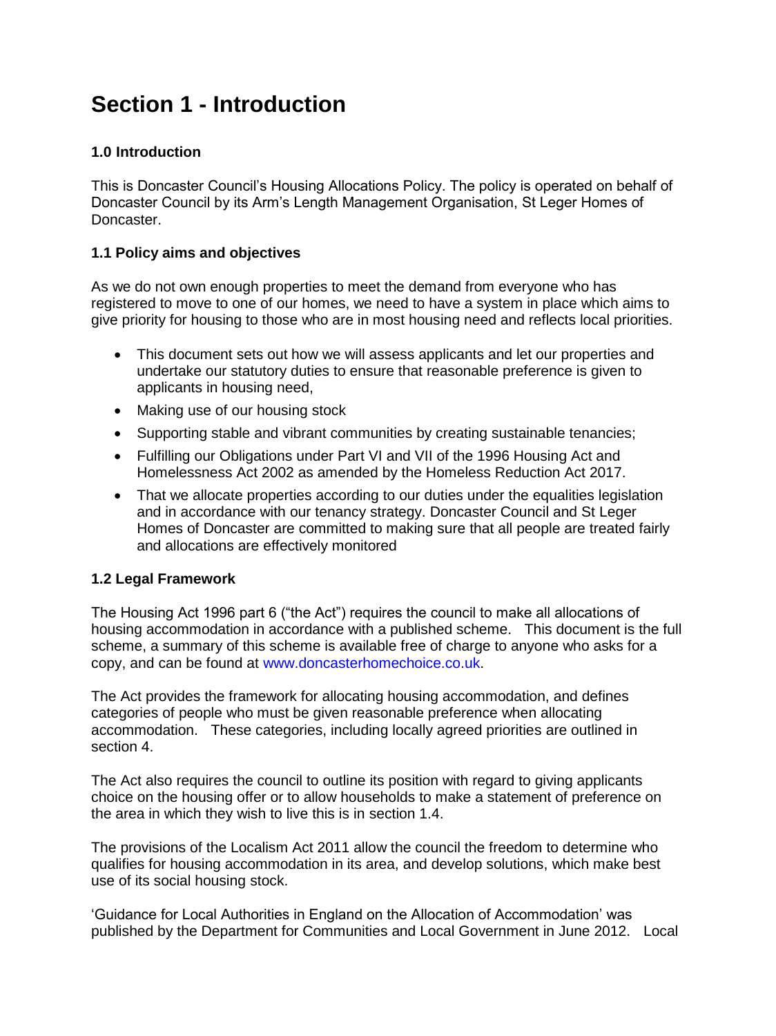# Section 1 - Introduction

### 1.0 Introduction

This is Doncaster Council's Housing Allocations Policy. The policy is operated on behalf of Doncaster Council by its Arm's Length Management Organisation, St Leger Homes of Doncaster.

### 1.1 Policy aims and objectives

As we do not own enough properties to meet the demand from everyone who has registered to move to one of our homes, we need to have a system in place which aims to give priority for housing to those who are in most housing need and reflects local priorities.

- This document sets out how we will assess applicants and let our properties and undertake our statutory duties to ensure that reasonable preference is given to applicants in housing need,
- Making use of our housing stock
- Supporting stable and vibrant communities by creating sustainable tenancies;
- Fulfilling our Obligations under Part VI and VII of the 1996 Housing Act and Homelessness Act 2002 as amended by the Homeless Reduction Act 2017.
- That we allocate properties according to our duties under the equalities legislation and in accordance with our tenancy strategy. Doncaster Council and St Leger Homes of Doncaster are committed to making sure that all people are treated fairly and allocations are effectively monitored

### 1.2 Legal Framework

The Housing Act 1996 part 6 ("the Act") requires the council to make all allocations of housing accommodation in accordance with a published scheme. This document is the full scheme, a summary of this scheme is available free of charge to anyone who asks for a copy, and can be found at www.doncasterhomechoice.co.uk.

The Act provides the framework for allocating housing accommodation, and defines categories of people who must be given reasonable preference when allocating accommodation. These categories, including locally agreed priorities are outlined in section 4.

The Act also requires the council to outline its position with regard to giving applicants choice on the housing offer or to allow households to make a statement of preference on the area in which they wish to live this is in section 1.4.

The provisions of the Localism Act 2011 allow the council the freedom to determine who qualifies for housing accommodation in its area, and develop solutions, which make best use of its social housing stock.

'Guidance for Local Authorities in England on the Allocation of Accommodation' was published by the Department for Communities and Local Government in June 2012. Local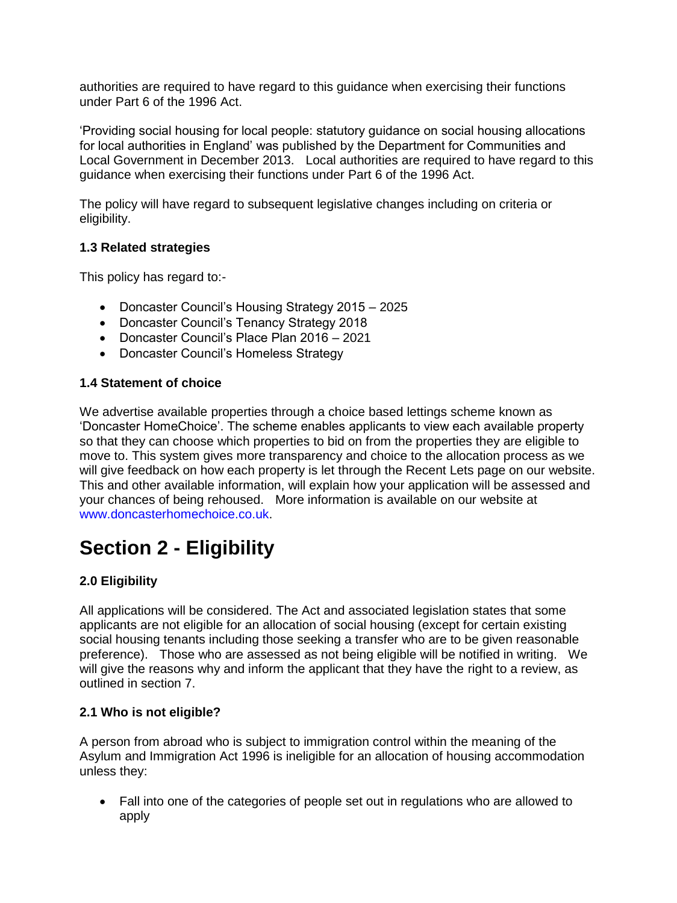authorities are required to have regard to this guidance when exercising their functions under Part 6 of the 1996 Act.

'Providing social housing for local people: statutory guidance on social housing allocations for local authorities in England' was published by the Department for Communities and Local Government in December 2013. Local authorities are required to have regard to this guidance when exercising their functions under Part 6 of the 1996 Act.

The policy will have regard to subsequent legislative changes including on criteria or eligibility.

**1.3 Related strategies**

This policy has regard to:-

- Doncaster Council's Housing Strategy 2015 – 2025
- Doncaster Council's Tenancy Strategy 2018
- Doncaster Council's Place Plan 2016 – 2021
- Doncaster Council's Homeless Strategy

**1.4 Statement of choice**

We advertise available properties through a choice based lettings scheme known as 'Doncaster HomeChoice'. The scheme enables applicants to view each available property so that they can choose which properties to bid on from the properties they are eligible to move to. This system gives more transparency and choice to the allocation process as we will give feedback on how each property is let through the Recent Lets page on our website. This and other available information, will explain how your application will be assessed and your chances of being rehoused. More information is available on our website at www.doncasterhomechoice.co.uk.

# Section 2 - Eligibility

**2.0 Eligibility**

All applications will be considered. The Act and associated legislation states that some applicants are not eligible for an allocation of social housing (except for certain existing social housing tenants including those seeking a transfer who are to be given reasonable preference). Those who are assessed as not being eligible will be notified in writing. We will give the reasons why and inform the applicant that they have the right to a review, as outlined in section 7.

**2.1 Who is not eligible?**

A person from abroad who is subject to immigration control within the meaning of the Asylum and Immigration Act 1996 is ineligible for an allocation of housing accommodation unless they:

- Fall into one of the categories of people set out in regulations who are allowed to apply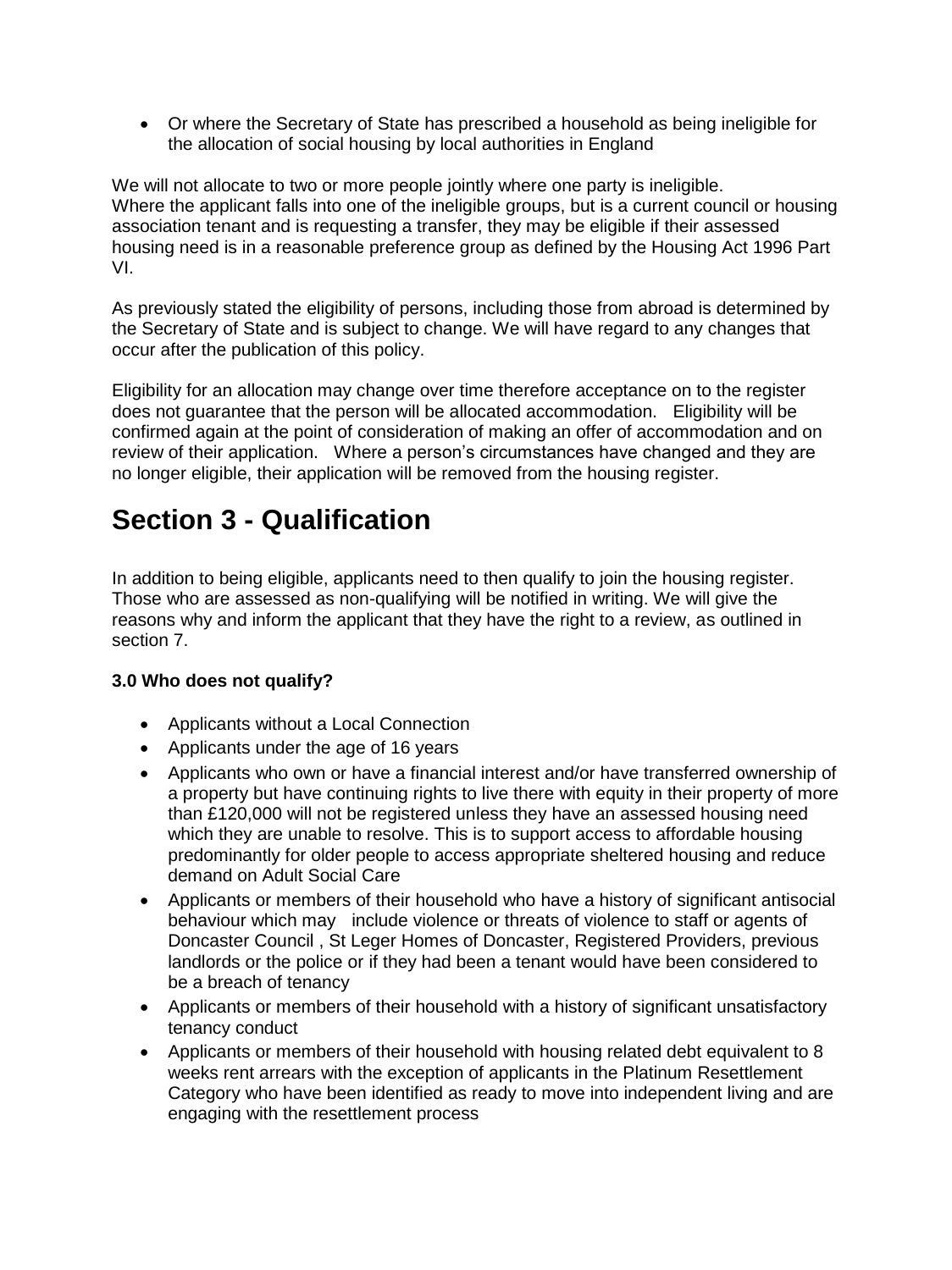- Or where the Secretary of State has prescribed a household as being ineligible for the allocation of social housing by local authorities in England

We will not allocate to two or more people jointly where one party is ineligible.
Where the applicant falls into one of the ineligible groups, but is a current council or housing association tenant and is requesting a transfer, they may be eligible if their assessed housing need is in a reasonable preference group as defined by the Housing Act 1996 Part VI.

As previously stated the eligibility of persons, including those from abroad is determined by the Secretary of State and is subject to change. We will have regard to any changes that occur after the publication of this policy.

Eligibility for an allocation may change over time therefore acceptance on to the register does not guarantee that the person will be allocated accommodation. Eligibility will be confirmed again at the point of consideration of making an offer of accommodation and on review of their application. Where a person's circumstances have changed and they are no longer eligible, their application will be removed from the housing register.

# Section 3 - Qualification

In addition to being eligible, applicants need to then qualify to join the housing register. Those who are assessed as non-qualifying will be notified in writing. We will give the reasons why and inform the applicant that they have the right to a review, as outlined in section 7.

**3.0 Who does not qualify?**

- Applicants without a Local Connection
- Applicants under the age of 16 years
- Applicants who own or have a financial interest and/or have transferred ownership of a property but have continuing rights to live there with equity in their property of more than £120,000 will not be registered unless they have an assessed housing need which they are unable to resolve. This is to support access to affordable housing predominantly for older people to access appropriate sheltered housing and reduce demand on Adult Social Care
- Applicants or members of their household who have a history of significant antisocial behaviour which may include violence or threats of violence to staff or agents of Doncaster Council , St Leger Homes of Doncaster, Registered Providers, previous landlords or the police or if they had been a tenant would have been considered to be a breach of tenancy
- Applicants or members of their household with a history of significant unsatisfactory tenancy conduct
- Applicants or members of their household with housing related debt equivalent to 8 weeks rent arrears with the exception of applicants in the Platinum Resettlement Category who have been identified as ready to move into independent living and are engaging with the resettlement process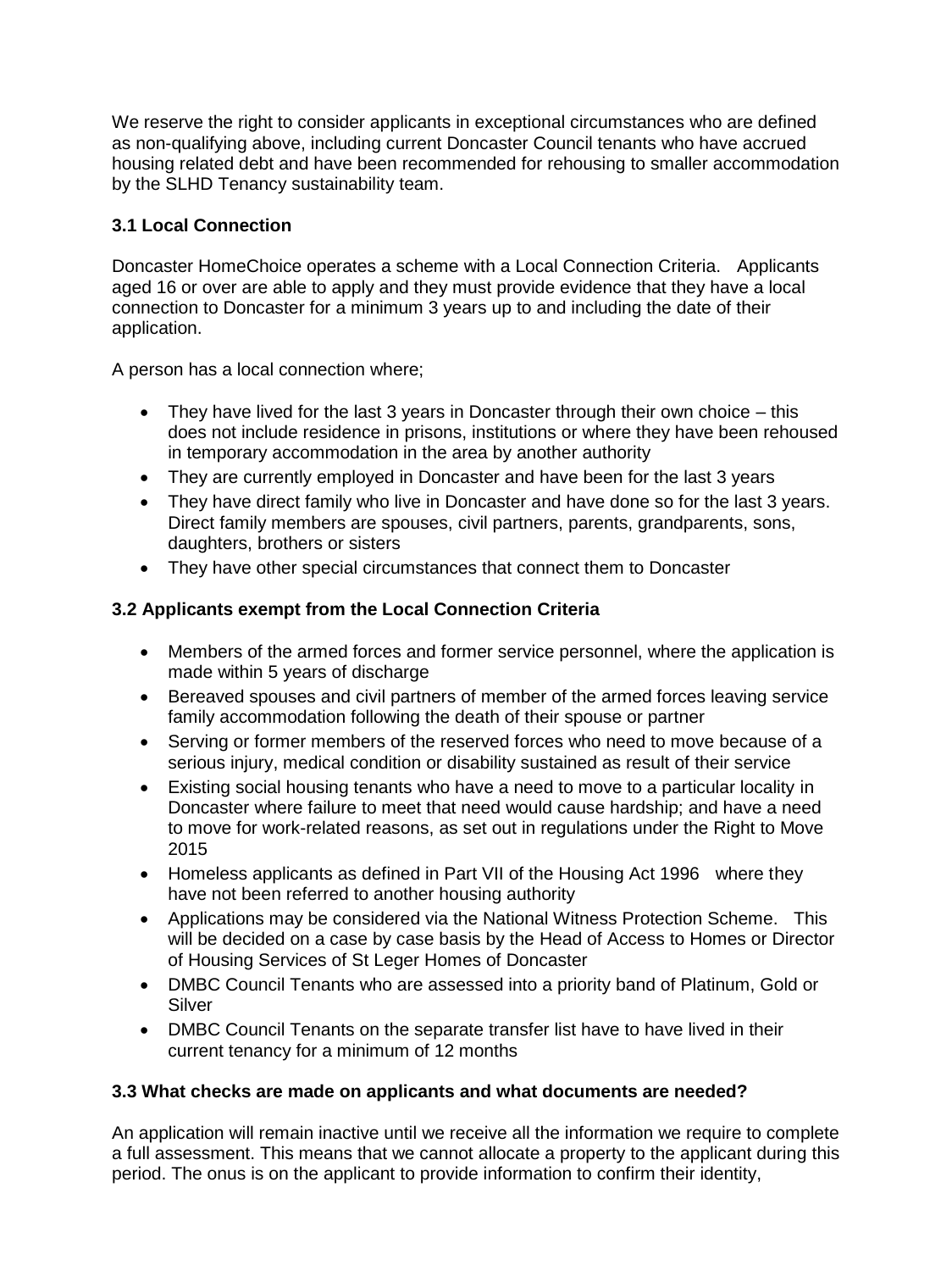We reserve the right to consider applicants in exceptional circumstances who are defined as non-qualifying above, including current Doncaster Council tenants who have accrued housing related debt and have been recommended for rehousing to smaller accommodation by the SLHD Tenancy sustainability team.

### 3.1 Local Connection

Doncaster HomeChoice operates a scheme with a Local Connection Criteria. Applicants aged 16 or over are able to apply and they must provide evidence that they have a local connection to Doncaster for a minimum 3 years up to and including the date of their application.

A person has a local connection where;

- They have lived for the last 3 years in Doncaster through their own choice – this does not include residence in prisons, institutions or where they have been rehoused in temporary accommodation in the area by another authority
- They are currently employed in Doncaster and have been for the last 3 years
- They have direct family who live in Doncaster and have done so for the last 3 years. Direct family members are spouses, civil partners, parents, grandparents, sons, daughters, brothers or sisters
- They have other special circumstances that connect them to Doncaster

### 3.2 Applicants exempt from the Local Connection Criteria

- Members of the armed forces and former service personnel, where the application is made within 5 years of discharge
- Bereaved spouses and civil partners of member of the armed forces leaving service family accommodation following the death of their spouse or partner
- Serving or former members of the reserved forces who need to move because of a serious injury, medical condition or disability sustained as result of their service
- Existing social housing tenants who have a need to move to a particular locality in Doncaster where failure to meet that need would cause hardship; and have a need to move for work-related reasons, as set out in regulations under the Right to Move 2015
- Homeless applicants as defined in Part VII of the Housing Act 1996 where they have not been referred to another housing authority
- Applications may be considered via the National Witness Protection Scheme. This will be decided on a case by case basis by the Head of Access to Homes or Director of Housing Services of St Leger Homes of Doncaster
- DMBC Council Tenants who are assessed into a priority band of Platinum, Gold or Silver
- DMBC Council Tenants on the separate transfer list have to have lived in their current tenancy for a minimum of 12 months

### 3.3 What checks are made on applicants and what documents are needed?

An application will remain inactive until we receive all the information we require to complete a full assessment. This means that we cannot allocate a property to the applicant during this period. The onus is on the applicant to provide information to confirm their identity,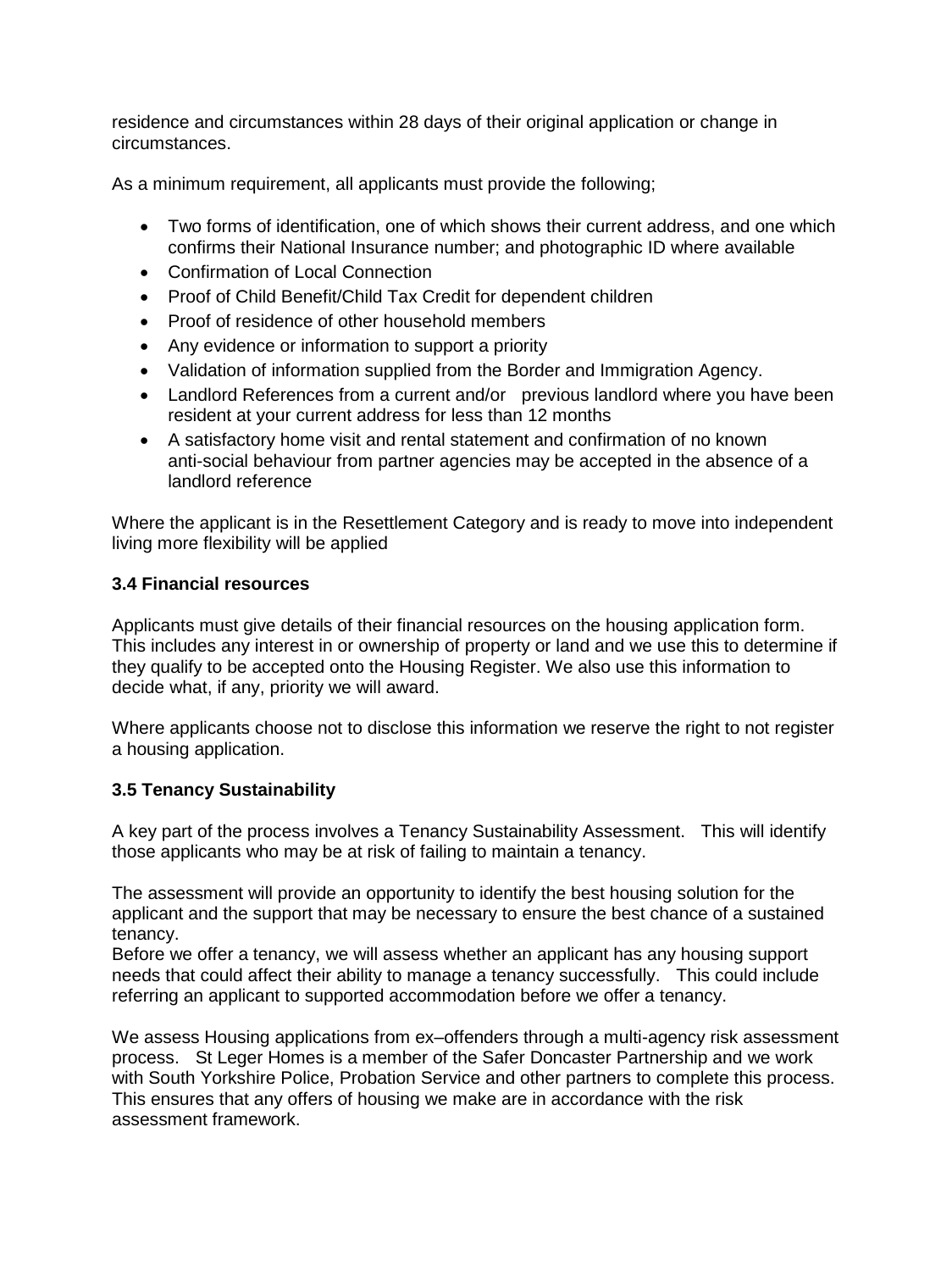residence and circumstances within 28 days of their original application or change in circumstances.

As a minimum requirement, all applicants must provide the following;

- Two forms of identification, one of which shows their current address, and one which confirms their National Insurance number; and photographic ID where available
- Confirmation of Local Connection
- Proof of Child Benefit/Child Tax Credit for dependent children
- Proof of residence of other household members
- Any evidence or information to support a priority
- Validation of information supplied from the Border and Immigration Agency.
- Landlord References from a current and/or previous landlord where you have been resident at your current address for less than 12 months
- A satisfactory home visit and rental statement and confirmation of no known anti-social behaviour from partner agencies may be accepted in the absence of a landlord reference

Where the applicant is in the Resettlement Category and is ready to move into independent living more flexibility will be applied

### 3.4 Financial resources

Applicants must give details of their financial resources on the housing application form. This includes any interest in or ownership of property or land and we use this to determine if they qualify to be accepted onto the Housing Register. We also use this information to decide what, if any, priority we will award.

Where applicants choose not to disclose this information we reserve the right to not register a housing application.

### 3.5 Tenancy Sustainability

A key part of the process involves a Tenancy Sustainability Assessment. This will identify those applicants who may be at risk of failing to maintain a tenancy.

The assessment will provide an opportunity to identify the best housing solution for the applicant and the support that may be necessary to ensure the best chance of a sustained tenancy.
Before we offer a tenancy, we will assess whether an applicant has any housing support needs that could affect their ability to manage a tenancy successfully. This could include referring an applicant to supported accommodation before we offer a tenancy.

We assess Housing applications from ex–offenders through a multi-agency risk assessment process. St Leger Homes is a member of the Safer Doncaster Partnership and we work with South Yorkshire Police, Probation Service and other partners to complete this process. This ensures that any offers of housing we make are in accordance with the risk assessment framework.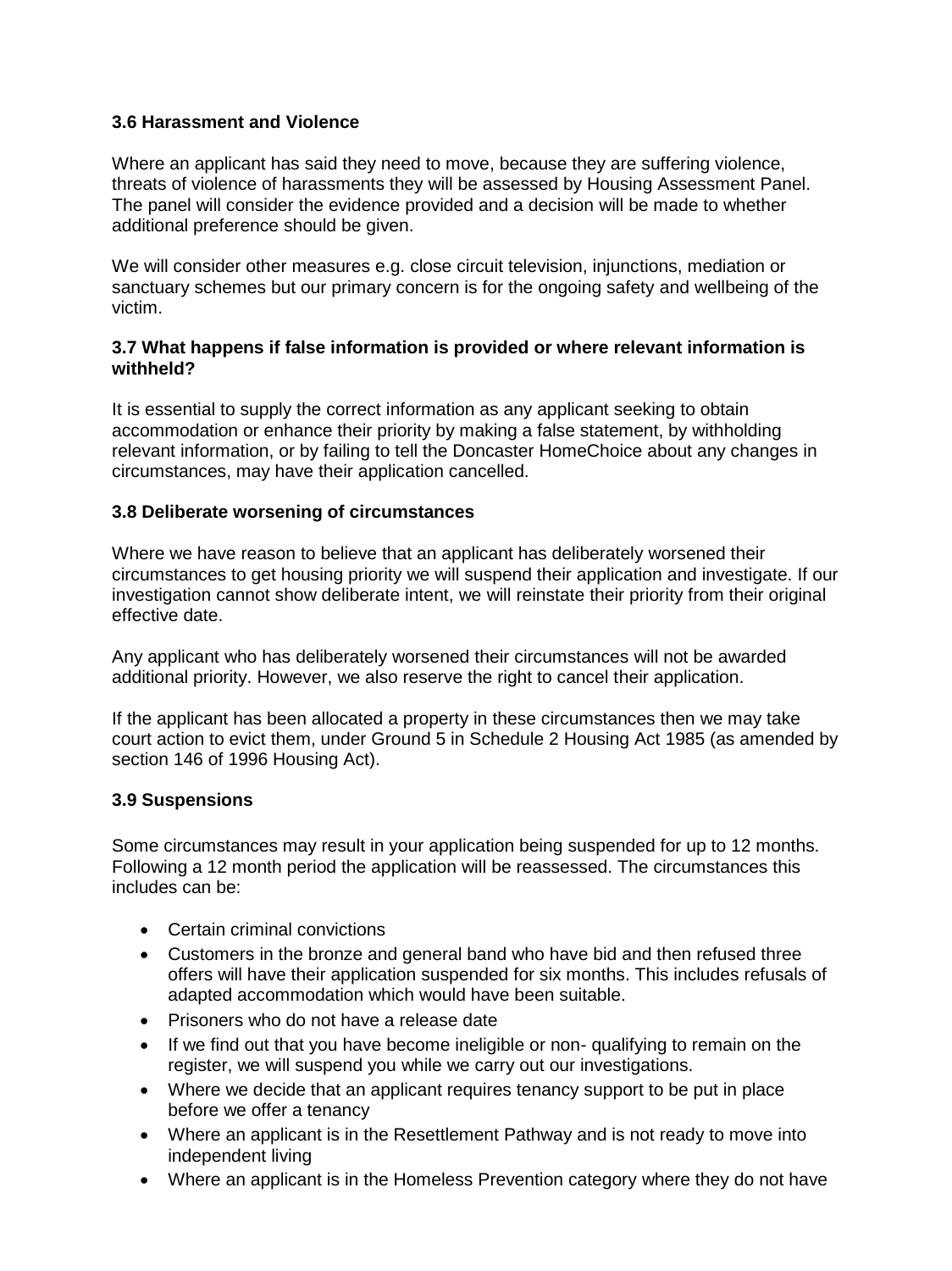### 3.6 Harassment and Violence

Where an applicant has said they need to move, because they are suffering violence, threats of violence of harassments they will be assessed by Housing Assessment Panel. The panel will consider the evidence provided and a decision will be made to whether additional preference should be given.

We will consider other measures e.g. close circuit television, injunctions, mediation or sanctuary schemes but our primary concern is for the ongoing safety and wellbeing of the victim.

### 3.7 What happens if false information is provided or where relevant information is withheld?

It is essential to supply the correct information as any applicant seeking to obtain accommodation or enhance their priority by making a false statement, by withholding relevant information, or by failing to tell the Doncaster HomeChoice about any changes in circumstances, may have their application cancelled.

### 3.8 Deliberate worsening of circumstances

Where we have reason to believe that an applicant has deliberately worsened their circumstances to get housing priority we will suspend their application and investigate. If our investigation cannot show deliberate intent, we will reinstate their priority from their original effective date.

Any applicant who has deliberately worsened their circumstances will not be awarded additional priority. However, we also reserve the right to cancel their application.

If the applicant has been allocated a property in these circumstances then we may take court action to evict them, under Ground 5 in Schedule 2 Housing Act 1985 (as amended by section 146 of 1996 Housing Act).

### 3.9 Suspensions

Some circumstances may result in your application being suspended for up to 12 months. Following a 12 month period the application will be reassessed. The circumstances this includes can be:

- Certain criminal convictions
- Customers in the bronze and general band who have bid and then refused three offers will have their application suspended for six months. This includes refusals of adapted accommodation which would have been suitable.
- Prisoners who do not have a release date
- If we find out that you have become ineligible or non- qualifying to remain on the register, we will suspend you while we carry out our investigations.
- Where we decide that an applicant requires tenancy support to be put in place before we offer a tenancy
- Where an applicant is in the Resettlement Pathway and is not ready to move into independent living
- Where an applicant is in the Homeless Prevention category where they do not have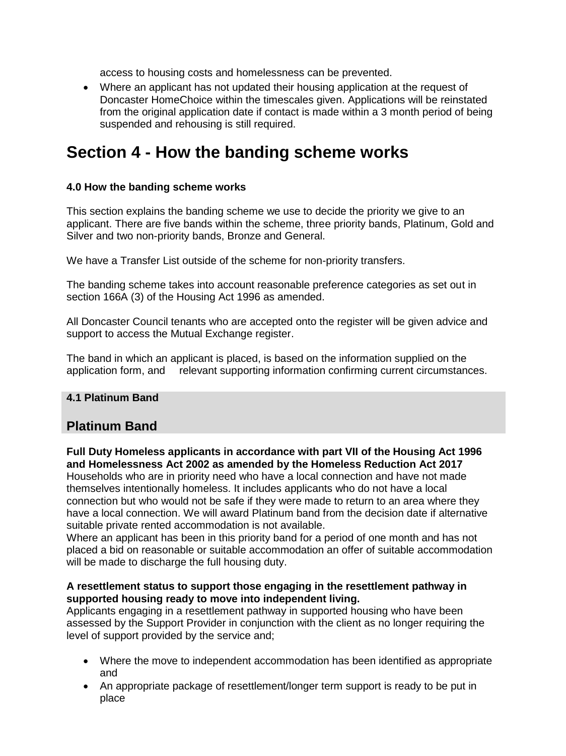access to housing costs and homelessness can be prevented.

- Where an applicant has not updated their housing application at the request of Doncaster HomeChoice within the timescales given. Applications will be reinstated from the original application date if contact is made within a 3 month period of being suspended and rehousing is still required.

# Section 4 - How the banding scheme works

### 4.0 How the banding scheme works

This section explains the banding scheme we use to decide the priority we give to an applicant. There are five bands within the scheme, three priority bands, Platinum, Gold and Silver and two non-priority bands, Bronze and General.

We have a Transfer List outside of the scheme for non-priority transfers.

The banding scheme takes into account reasonable preference categories as set out in section 166A (3) of the Housing Act 1996 as amended.

All Doncaster Council tenants who are accepted onto the register will be given advice and support to access the Mutual Exchange register.

The band in which an applicant is placed, is based on the information supplied on the application form, and relevant supporting information confirming current circumstances.

### 4.1 Platinum Band

## Platinum Band

**Full Duty Homeless applicants in accordance with part VII of the Housing Act 1996 and Homelessness Act 2002 as amended by the Homeless Reduction Act 2017**
Households who are in priority need who have a local connection and have not made themselves intentionally homeless. It includes applicants who do not have a local connection but who would not be safe if they were made to return to an area where they have a local connection. We will award Platinum band from the decision date if alternative suitable private rented accommodation is not available.
Where an applicant has been in this priority band for a period of one month and has not placed a bid on reasonable or suitable accommodation an offer of suitable accommodation will be made to discharge the full housing duty.

**A resettlement status to support those engaging in the resettlement pathway in supported housing ready to move into independent living.**
Applicants engaging in a resettlement pathway in supported housing who have been assessed by the Support Provider in conjunction with the client as no longer requiring the level of support provided by the service and;

- Where the move to independent accommodation has been identified as appropriate and
- An appropriate package of resettlement/longer term support is ready to be put in place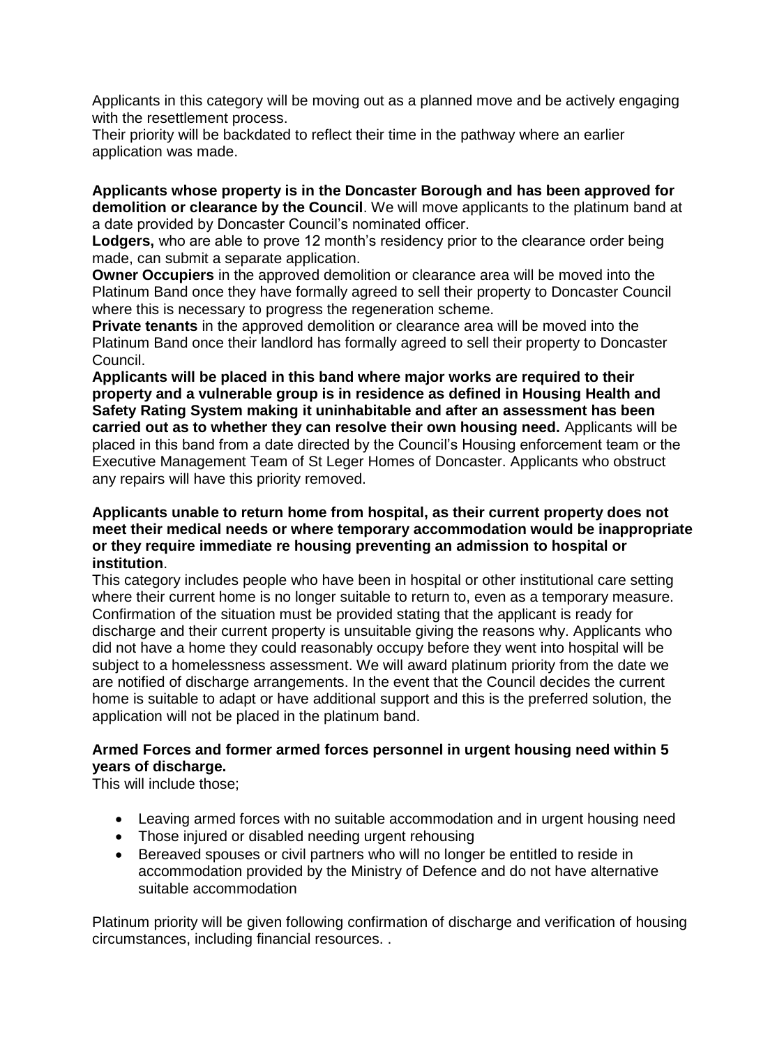Applicants in this category will be moving out as a planned move and be actively engaging with the resettlement process.
Their priority will be backdated to reflect their time in the pathway where an earlier application was made.

**Applicants whose property is in the Doncaster Borough and has been approved for demolition or clearance by the Council**. We will move applicants to the platinum band at a date provided by Doncaster Council's nominated officer.
**Lodgers,** who are able to prove 12 month's residency prior to the clearance order being made, can submit a separate application.
**Owner Occupiers** in the approved demolition or clearance area will be moved into the Platinum Band once they have formally agreed to sell their property to Doncaster Council where this is necessary to progress the regeneration scheme.
**Private tenants** in the approved demolition or clearance area will be moved into the Platinum Band once their landlord has formally agreed to sell their property to Doncaster Council.
**Applicants will be placed in this band where major works are required to their property and a vulnerable group is in residence as defined in Housing Health and Safety Rating System making it uninhabitable and after an assessment has been carried out as to whether they can resolve their own housing need.** Applicants will be placed in this band from a date directed by the Council's Housing enforcement team or the Executive Management Team of St Leger Homes of Doncaster. Applicants who obstruct any repairs will have this priority removed.

**Applicants unable to return home from hospital, as their current property does not meet their medical needs or where temporary accommodation would be inappropriate or they require immediate re housing preventing an admission to hospital or institution**.
This category includes people who have been in hospital or other institutional care setting where their current home is no longer suitable to return to, even as a temporary measure. Confirmation of the situation must be provided stating that the applicant is ready for discharge and their current property is unsuitable giving the reasons why. Applicants who did not have a home they could reasonably occupy before they went into hospital will be subject to a homelessness assessment. We will award platinum priority from the date we are notified of discharge arrangements. In the event that the Council decides the current home is suitable to adapt or have additional support and this is the preferred solution, the application will not be placed in the platinum band.

**Armed Forces and former armed forces personnel in urgent housing need within 5 years of discharge.**
This will include those;

- Leaving armed forces with no suitable accommodation and in urgent housing need
- Those injured or disabled needing urgent rehousing
- Bereaved spouses or civil partners who will no longer be entitled to reside in accommodation provided by the Ministry of Defence and do not have alternative suitable accommodation

Platinum priority will be given following confirmation of discharge and verification of housing circumstances, including financial resources. .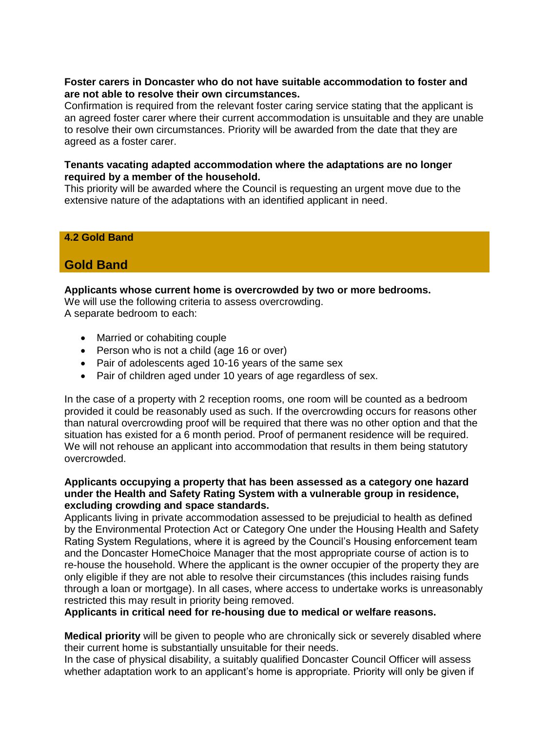**Foster carers in Doncaster who do not have suitable accommodation to foster and are not able to resolve their own circumstances.**
Confirmation is required from the relevant foster caring service stating that the applicant is an agreed foster carer where their current accommodation is unsuitable and they are unable to resolve their own circumstances. Priority will be awarded from the date that they are agreed as a foster carer.

**Tenants vacating adapted accommodation where the adaptations are no longer required by a member of the household.**
This priority will be awarded where the Council is requesting an urgent move due to the extensive nature of the adaptations with an identified applicant in need.

### 4.2 Gold Band

## Gold Band

**Applicants whose current home is overcrowded by two or more bedrooms.**
We will use the following criteria to assess overcrowding.
A separate bedroom to each:

- Married or cohabiting couple
- Person who is not a child (age 16 or over)
- Pair of adolescents aged 10-16 years of the same sex
- Pair of children aged under 10 years of age regardless of sex.

In the case of a property with 2 reception rooms, one room will be counted as a bedroom provided it could be reasonably used as such. If the overcrowding occurs for reasons other than natural overcrowding proof will be required that there was no other option and that the situation has existed for a 6 month period. Proof of permanent residence will be required. We will not rehouse an applicant into accommodation that results in them being statutory overcrowded.

**Applicants occupying a property that has been assessed as a category one hazard under the Health and Safety Rating System with a vulnerable group in residence, excluding crowding and space standards.**
Applicants living in private accommodation assessed to be prejudicial to health as defined by the Environmental Protection Act or Category One under the Housing Health and Safety Rating System Regulations, where it is agreed by the Council's Housing enforcement team and the Doncaster HomeChoice Manager that the most appropriate course of action is to re-house the household. Where the applicant is the owner occupier of the property they are only eligible if they are not able to resolve their circumstances (this includes raising funds through a loan or mortgage). In all cases, where access to undertake works is unreasonably restricted this may result in priority being removed.
**Applicants in critical need for re-housing due to medical or welfare reasons.**

**Medical priority** will be given to people who are chronically sick or severely disabled where their current home is substantially unsuitable for their needs.
In the case of physical disability, a suitably qualified Doncaster Council Officer will assess whether adaptation work to an applicant's home is appropriate. Priority will only be given if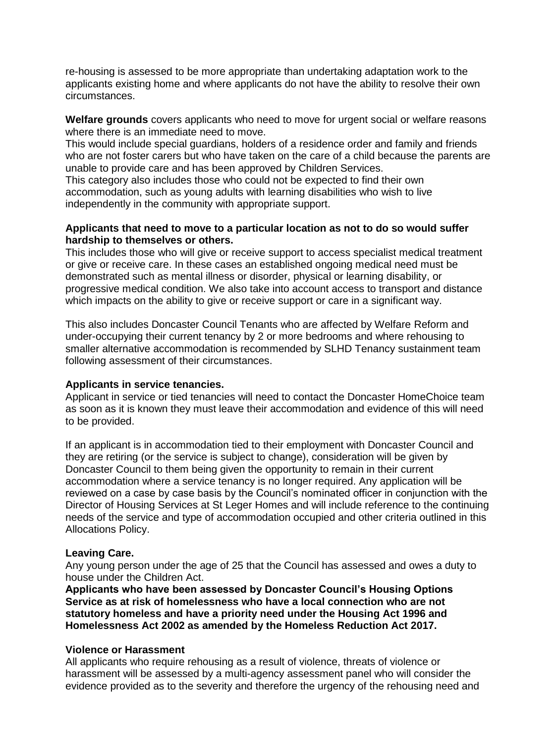re-housing is assessed to be more appropriate than undertaking adaptation work to the applicants existing home and where applicants do not have the ability to resolve their own circumstances.

**Welfare grounds** covers applicants who need to move for urgent social or welfare reasons where there is an immediate need to move.
This would include special guardians, holders of a residence order and family and friends who are not foster carers but who have taken on the care of a child because the parents are unable to provide care and has been approved by Children Services.
This category also includes those who could not be expected to find their own accommodation, such as young adults with learning disabilities who wish to live independently in the community with appropriate support.

**Applicants that need to move to a particular location as not to do so would suffer hardship to themselves or others.**
This includes those who will give or receive support to access specialist medical treatment or give or receive care. In these cases an established ongoing medical need must be demonstrated such as mental illness or disorder, physical or learning disability, or progressive medical condition. We also take into account access to transport and distance which impacts on the ability to give or receive support or care in a significant way.

This also includes Doncaster Council Tenants who are affected by Welfare Reform and under-occupying their current tenancy by 2 or more bedrooms and where rehousing to smaller alternative accommodation is recommended by SLHD Tenancy sustainment team following assessment of their circumstances.

**Applicants in service tenancies.**
Applicant in service or tied tenancies will need to contact the Doncaster HomeChoice team as soon as it is known they must leave their accommodation and evidence of this will need to be provided.

If an applicant is in accommodation tied to their employment with Doncaster Council and they are retiring (or the service is subject to change), consideration will be given by Doncaster Council to them being given the opportunity to remain in their current accommodation where a service tenancy is no longer required. Any application will be reviewed on a case by case basis by the Council's nominated officer in conjunction with the Director of Housing Services at St Leger Homes and will include reference to the continuing needs of the service and type of accommodation occupied and other criteria outlined in this Allocations Policy.

**Leaving Care.**
Any young person under the age of 25 that the Council has assessed and owes a duty to house under the Children Act.
**Applicants who have been assessed by Doncaster Council's Housing Options Service as at risk of homelessness who have a local connection who are not statutory homeless and have a priority need under the Housing Act 1996 and Homelessness Act 2002 as amended by the Homeless Reduction Act 2017.**

**Violence or Harassment**
All applicants who require rehousing as a result of violence, threats of violence or harassment will be assessed by a multi-agency assessment panel who will consider the evidence provided as to the severity and therefore the urgency of the rehousing need and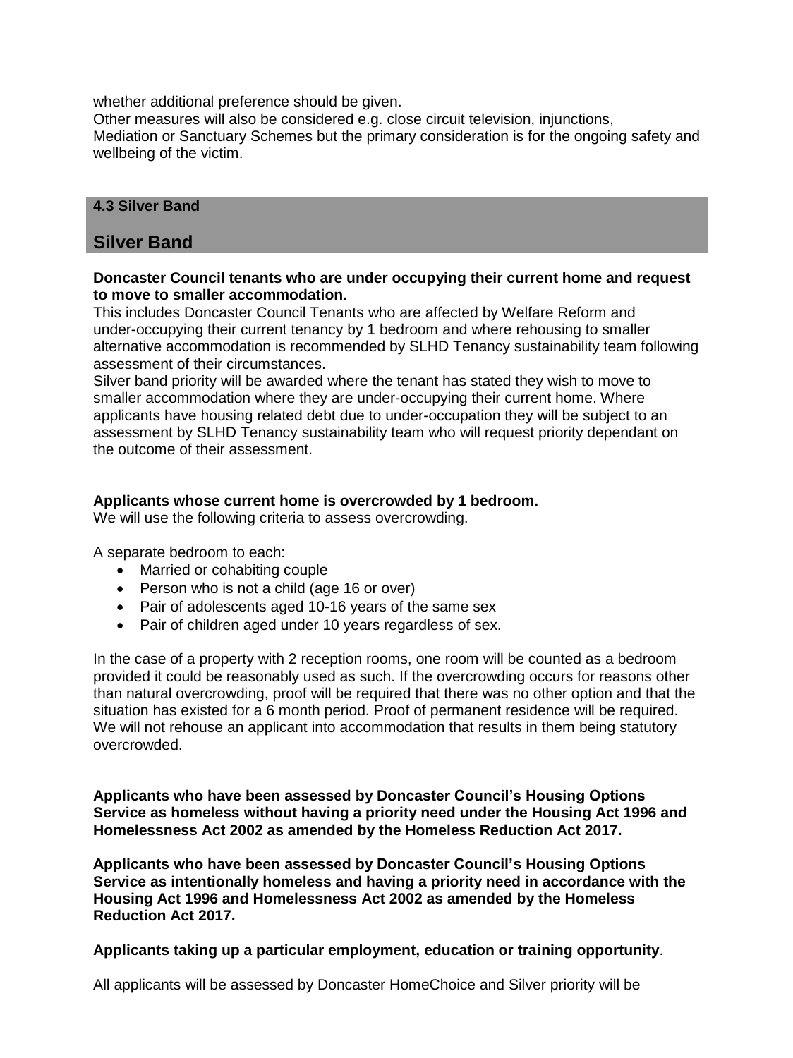whether additional preference should be given.
Other measures will also be considered e.g. close circuit television, injunctions, Mediation or Sanctuary Schemes but the primary consideration is for the ongoing safety and wellbeing of the victim.

### 4.3 Silver Band

## Silver Band

**Doncaster Council tenants who are under occupying their current home and request to move to smaller accommodation.**

This includes Doncaster Council Tenants who are affected by Welfare Reform and under-occupying their current tenancy by 1 bedroom and where rehousing to smaller alternative accommodation is recommended by SLHD Tenancy sustainability team following assessment of their circumstances.
Silver band priority will be awarded where the tenant has stated they wish to move to smaller accommodation where they are under-occupying their current home. Where applicants have housing related debt due to under-occupation they will be subject to an assessment by SLHD Tenancy sustainability team who will request priority dependant on the outcome of their assessment.

**Applicants whose current home is overcrowded by 1 bedroom.**

We will use the following criteria to assess overcrowding.

A separate bedroom to each:

- Married or cohabiting couple
- Person who is not a child (age 16 or over)
- Pair of adolescents aged 10-16 years of the same sex
- Pair of children aged under 10 years regardless of sex.

In the case of a property with 2 reception rooms, one room will be counted as a bedroom provided it could be reasonably used as such. If the overcrowding occurs for reasons other than natural overcrowding, proof will be required that there was no other option and that the situation has existed for a 6 month period. Proof of permanent residence will be required. We will not rehouse an applicant into accommodation that results in them being statutory overcrowded.

**Applicants who have been assessed by Doncaster Council's Housing Options Service as homeless without having a priority need under the Housing Act 1996 and Homelessness Act 2002 as amended by the Homeless Reduction Act 2017.**

**Applicants who have been assessed by Doncaster Council's Housing Options Service as intentionally homeless and having a priority need in accordance with the Housing Act 1996 and Homelessness Act 2002 as amended by the Homeless Reduction Act 2017.**

**Applicants taking up a particular employment, education or training opportunity**.

All applicants will be assessed by Doncaster HomeChoice and Silver priority will be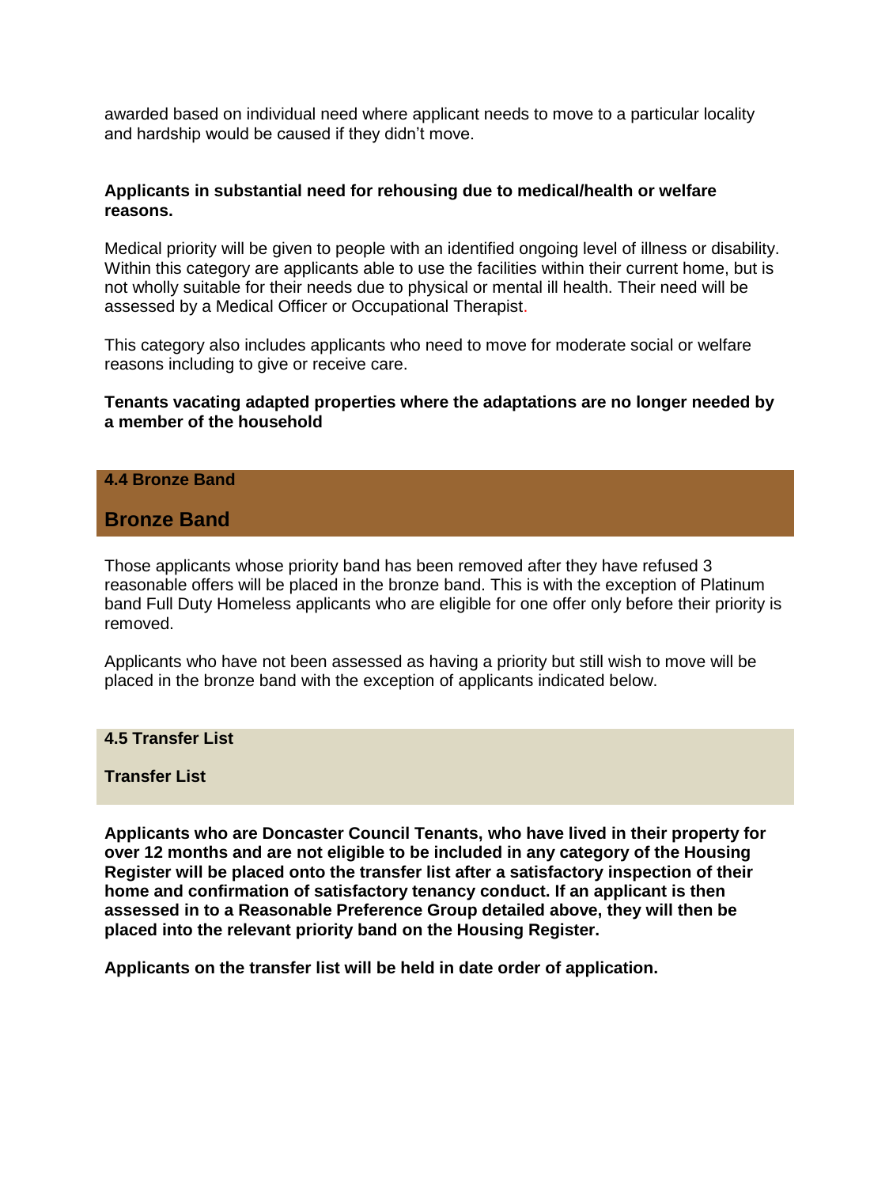awarded based on individual need where applicant needs to move to a particular locality and hardship would be caused if they didn't move.

**Applicants in substantial need for rehousing due to medical/health or welfare reasons.**

Medical priority will be given to people with an identified ongoing level of illness or disability. Within this category are applicants able to use the facilities within their current home, but is not wholly suitable for their needs due to physical or mental ill health. Their need will be assessed by a Medical Officer or Occupational Therapist.

This category also includes applicants who need to move for moderate social or welfare reasons including to give or receive care.

**Tenants vacating adapted properties where the adaptations are no longer needed by a member of the household**

**4.4 Bronze Band**

## Bronze Band

Those applicants whose priority band has been removed after they have refused 3 reasonable offers will be placed in the bronze band. This is with the exception of Platinum band Full Duty Homeless applicants who are eligible for one offer only before their priority is removed.

Applicants who have not been assessed as having a priority but still wish to move will be placed in the bronze band with the exception of applicants indicated below.

**4.5 Transfer List**

**Transfer List**

**Applicants who are Doncaster Council Tenants, who have lived in their property for over 12 months and are not eligible to be included in any category of the Housing Register will be placed onto the transfer list after a satisfactory inspection of their home and confirmation of satisfactory tenancy conduct. If an applicant is then assessed in to a Reasonable Preference Group detailed above, they will then be placed into the relevant priority band on the Housing Register.**

**Applicants on the transfer list will be held in date order of application.**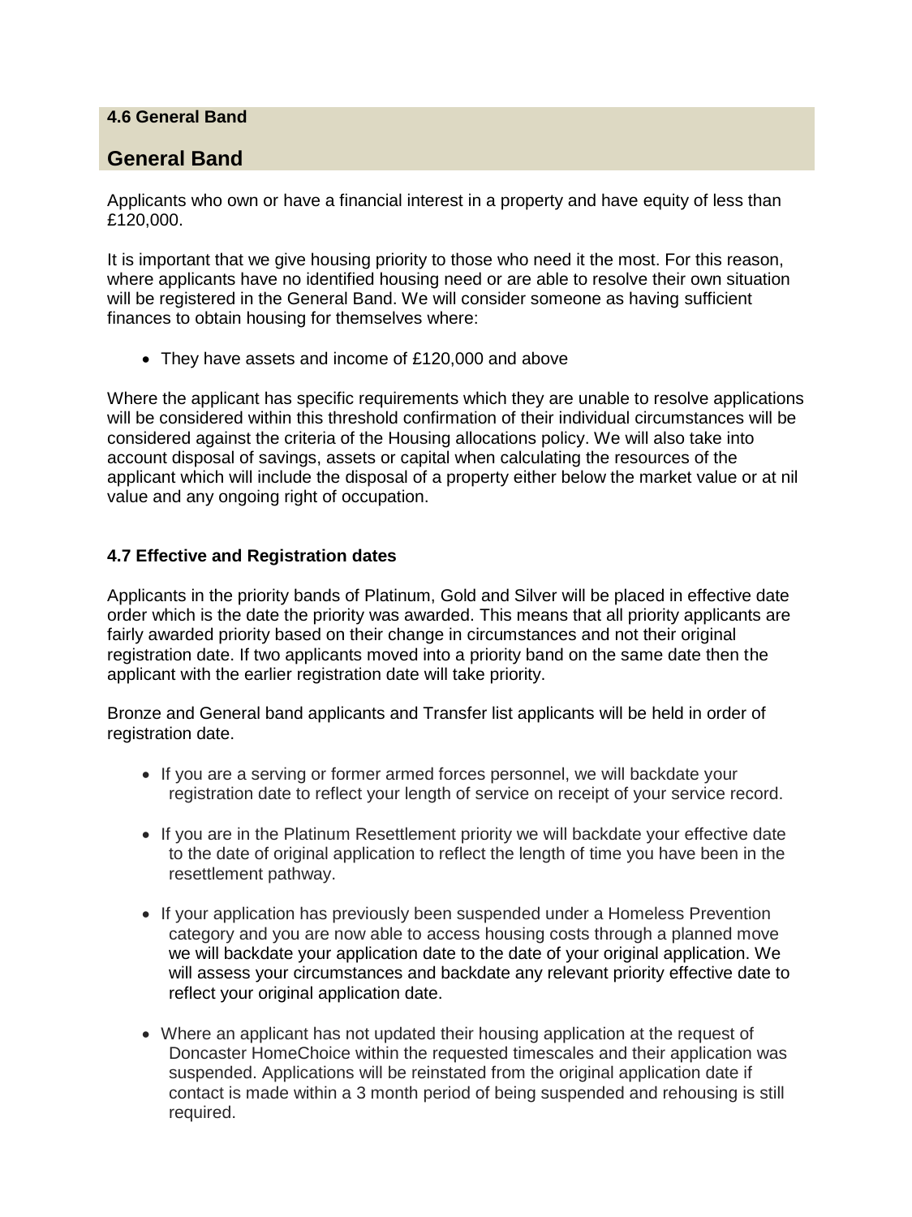**4.6 General Band**

## General Band

Applicants who own or have a financial interest in a property and have equity of less than £120,000.

It is important that we give housing priority to those who need it the most. For this reason, where applicants have no identified housing need or are able to resolve their own situation will be registered in the General Band. We will consider someone as having sufficient finances to obtain housing for themselves where:

- They have assets and income of £120,000 and above

Where the applicant has specific requirements which they are unable to resolve applications will be considered within this threshold confirmation of their individual circumstances will be considered against the criteria of the Housing allocations policy. We will also take into account disposal of savings, assets or capital when calculating the resources of the applicant which will include the disposal of a property either below the market value or at nil value and any ongoing right of occupation.

### 4.7 Effective and Registration dates

Applicants in the priority bands of Platinum, Gold and Silver will be placed in effective date order which is the date the priority was awarded. This means that all priority applicants are fairly awarded priority based on their change in circumstances and not their original registration date. If two applicants moved into a priority band on the same date then the applicant with the earlier registration date will take priority.

Bronze and General band applicants and Transfer list applicants will be held in order of registration date.

- If you are a serving or former armed forces personnel, we will backdate your registration date to reflect your length of service on receipt of your service record.
- If you are in the Platinum Resettlement priority we will backdate your effective date to the date of original application to reflect the length of time you have been in the resettlement pathway.
- If your application has previously been suspended under a Homeless Prevention category and you are now able to access housing costs through a planned move we will backdate your application date to the date of your original application. We will assess your circumstances and backdate any relevant priority effective date to reflect your original application date.
- Where an applicant has not updated their housing application at the request of Doncaster HomeChoice within the requested timescales and their application was suspended. Applications will be reinstated from the original application date if contact is made within a 3 month period of being suspended and rehousing is still required.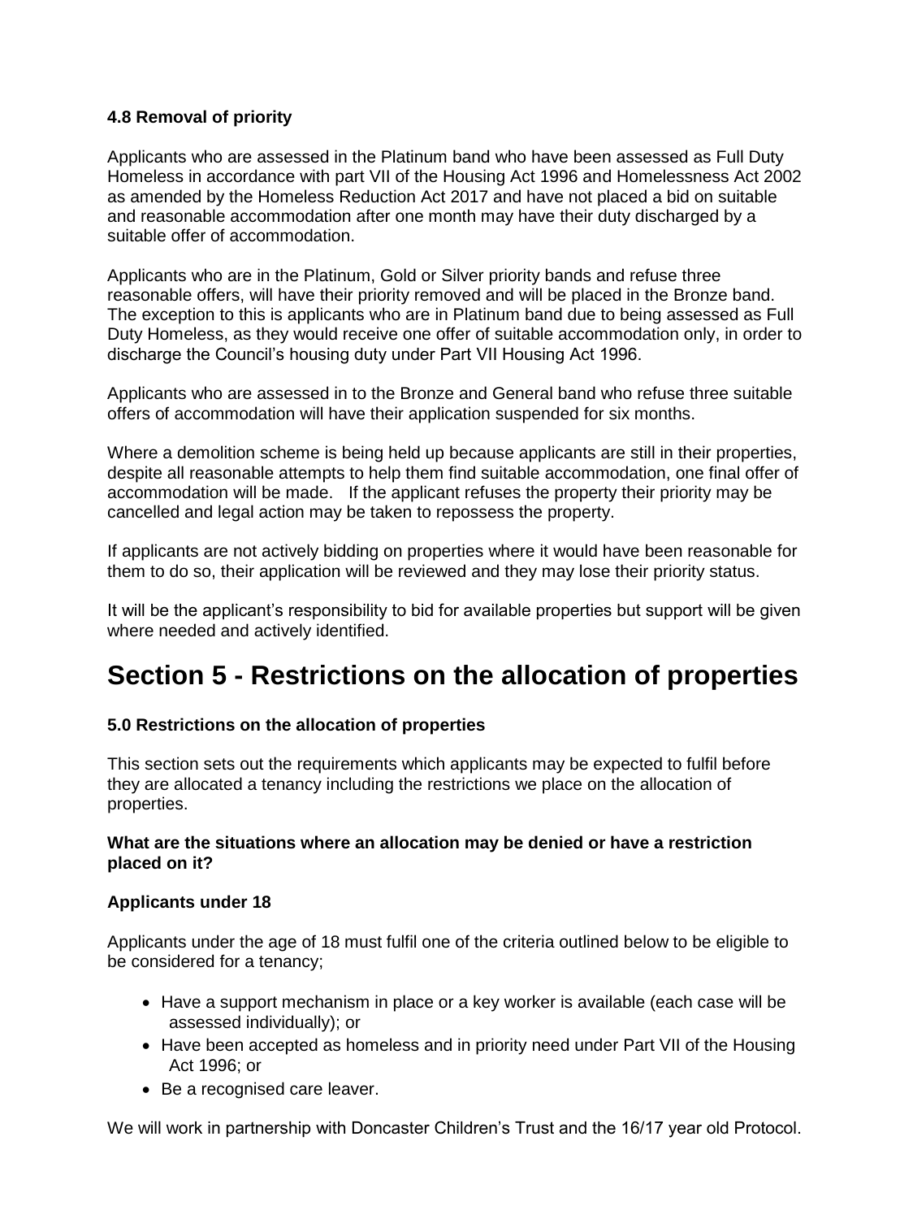**4.8 Removal of priority**

Applicants who are assessed in the Platinum band who have been assessed as Full Duty Homeless in accordance with part VII of the Housing Act 1996 and Homelessness Act 2002 as amended by the Homeless Reduction Act 2017 and have not placed a bid on suitable and reasonable accommodation after one month may have their duty discharged by a suitable offer of accommodation.

Applicants who are in the Platinum, Gold or Silver priority bands and refuse three reasonable offers, will have their priority removed and will be placed in the Bronze band. The exception to this is applicants who are in Platinum band due to being assessed as Full Duty Homeless, as they would receive one offer of suitable accommodation only, in order to discharge the Council's housing duty under Part VII Housing Act 1996.

Applicants who are assessed in to the Bronze and General band who refuse three suitable offers of accommodation will have their application suspended for six months.

Where a demolition scheme is being held up because applicants are still in their properties, despite all reasonable attempts to help them find suitable accommodation, one final offer of accommodation will be made. If the applicant refuses the property their priority may be cancelled and legal action may be taken to repossess the property.

If applicants are not actively bidding on properties where it would have been reasonable for them to do so, their application will be reviewed and they may lose their priority status.

It will be the applicant's responsibility to bid for available properties but support will be given where needed and actively identified.

# Section 5 - Restrictions on the allocation of properties

**5.0 Restrictions on the allocation of properties**

This section sets out the requirements which applicants may be expected to fulfil before they are allocated a tenancy including the restrictions we place on the allocation of properties.

**What are the situations where an allocation may be denied or have a restriction placed on it?**

**Applicants under 18**

Applicants under the age of 18 must fulfil one of the criteria outlined below to be eligible to be considered for a tenancy;

- Have a support mechanism in place or a key worker is available (each case will be assessed individually); or
- Have been accepted as homeless and in priority need under Part VII of the Housing Act 1996; or
- Be a recognised care leaver.

We will work in partnership with Doncaster Children's Trust and the 16/17 year old Protocol.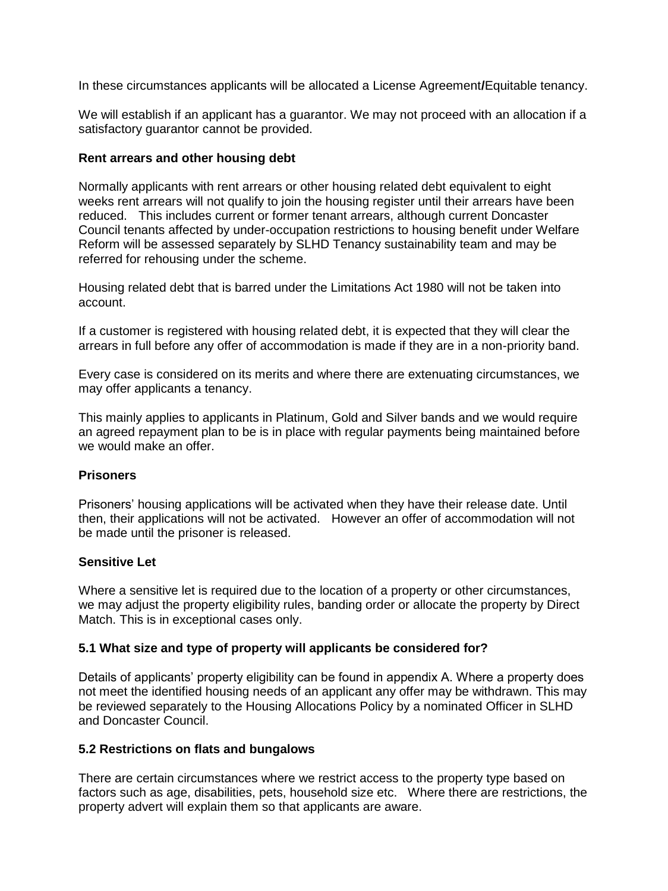In these circumstances applicants will be allocated a License Agreement/Equitable tenancy.

We will establish if an applicant has a guarantor. We may not proceed with an allocation if a satisfactory guarantor cannot be provided.

**Rent arrears and other housing debt**

Normally applicants with rent arrears or other housing related debt equivalent to eight weeks rent arrears will not qualify to join the housing register until their arrears have been reduced. This includes current or former tenant arrears, although current Doncaster Council tenants affected by under-occupation restrictions to housing benefit under Welfare Reform will be assessed separately by SLHD Tenancy sustainability team and may be referred for rehousing under the scheme.

Housing related debt that is barred under the Limitations Act 1980 will not be taken into account.

If a customer is registered with housing related debt, it is expected that they will clear the arrears in full before any offer of accommodation is made if they are in a non-priority band.

Every case is considered on its merits and where there are extenuating circumstances, we may offer applicants a tenancy.

This mainly applies to applicants in Platinum, Gold and Silver bands and we would require an agreed repayment plan to be is in place with regular payments being maintained before we would make an offer.

**Prisoners**

Prisoners' housing applications will be activated when they have their release date. Until then, their applications will not be activated. However an offer of accommodation will not be made until the prisoner is released.

**Sensitive Let**

Where a sensitive let is required due to the location of a property or other circumstances, we may adjust the property eligibility rules, banding order or allocate the property by Direct Match. This is in exceptional cases only.

**5.1 What size and type of property will applicants be considered for?**

Details of applicants' property eligibility can be found in appendix A. Where a property does not meet the identified housing needs of an applicant any offer may be withdrawn. This may be reviewed separately to the Housing Allocations Policy by a nominated Officer in SLHD and Doncaster Council.

**5.2 Restrictions on flats and bungalows**

There are certain circumstances where we restrict access to the property type based on factors such as age, disabilities, pets, household size etc. Where there are restrictions, the property advert will explain them so that applicants are aware.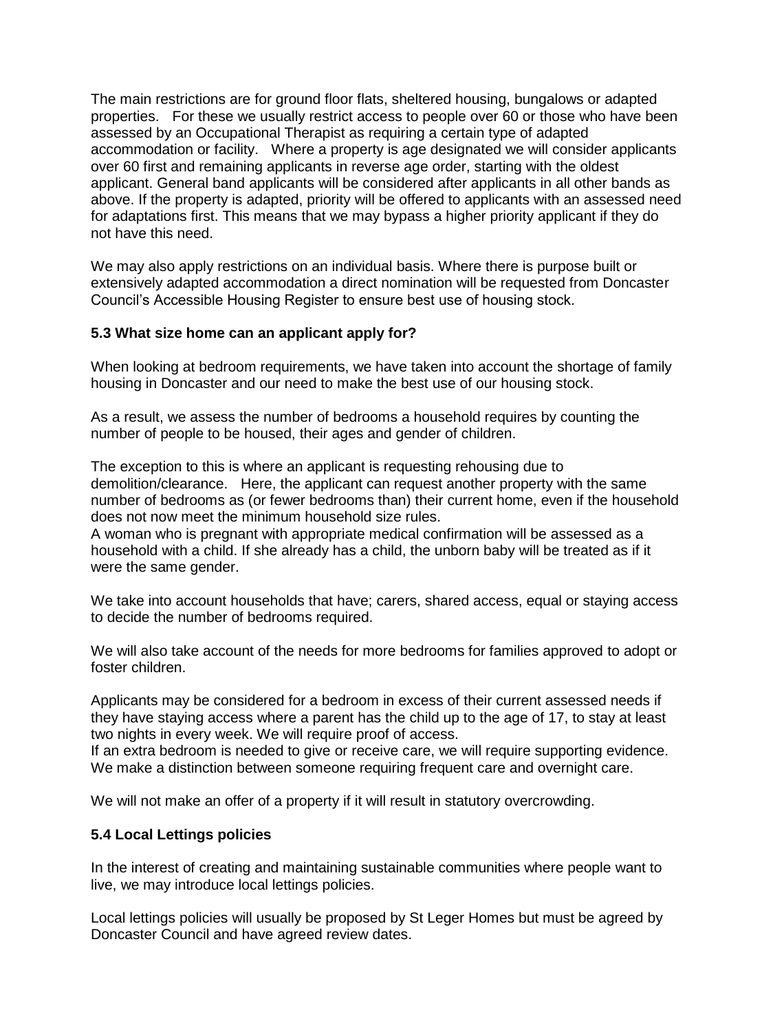The main restrictions are for ground floor flats, sheltered housing, bungalows or adapted properties. For these we usually restrict access to people over 60 or those who have been assessed by an Occupational Therapist as requiring a certain type of adapted accommodation or facility. Where a property is age designated we will consider applicants over 60 first and remaining applicants in reverse age order, starting with the oldest applicant. General band applicants will be considered after applicants in all other bands as above. If the property is adapted, priority will be offered to applicants with an assessed need for adaptations first. This means that we may bypass a higher priority applicant if they do not have this need.

We may also apply restrictions on an individual basis. Where there is purpose built or extensively adapted accommodation a direct nomination will be requested from Doncaster Council's Accessible Housing Register to ensure best use of housing stock.

### 5.3 What size home can an applicant apply for?

When looking at bedroom requirements, we have taken into account the shortage of family housing in Doncaster and our need to make the best use of our housing stock.

As a result, we assess the number of bedrooms a household requires by counting the number of people to be housed, their ages and gender of children.

The exception to this is where an applicant is requesting rehousing due to demolition/clearance. Here, the applicant can request another property with the same number of bedrooms as (or fewer bedrooms than) their current home, even if the household does not now meet the minimum household size rules.
A woman who is pregnant with appropriate medical confirmation will be assessed as a household with a child. If she already has a child, the unborn baby will be treated as if it were the same gender.

We take into account households that have; carers, shared access, equal or staying access to decide the number of bedrooms required.

We will also take account of the needs for more bedrooms for families approved to adopt or foster children.

Applicants may be considered for a bedroom in excess of their current assessed needs if they have staying access where a parent has the child up to the age of 17, to stay at least two nights in every week. We will require proof of access.
If an extra bedroom is needed to give or receive care, we will require supporting evidence. We make a distinction between someone requiring frequent care and overnight care.

We will not make an offer of a property if it will result in statutory overcrowding.

### 5.4 Local Lettings policies

In the interest of creating and maintaining sustainable communities where people want to live, we may introduce local lettings policies.

Local lettings policies will usually be proposed by St Leger Homes but must be agreed by Doncaster Council and have agreed review dates.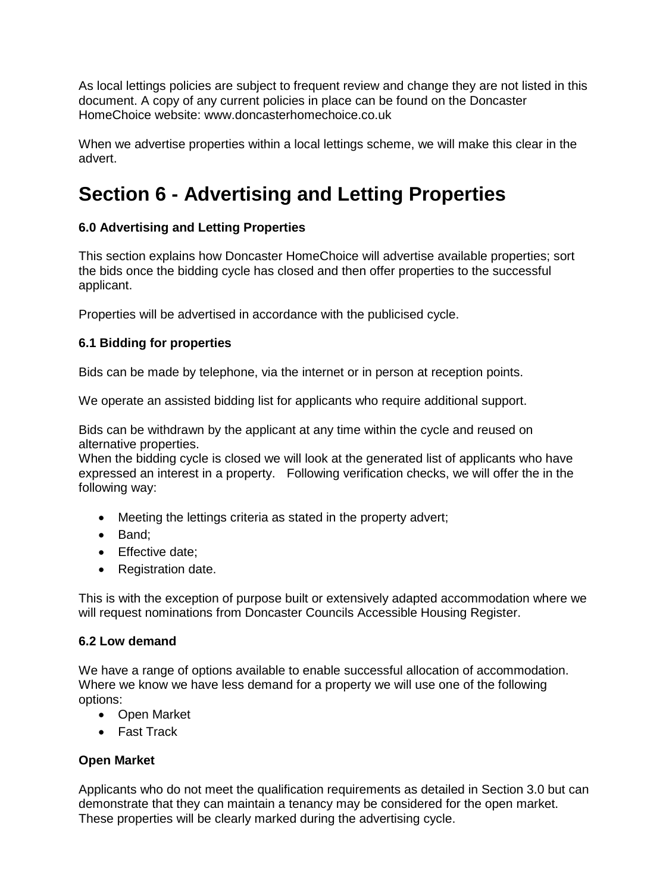As local lettings policies are subject to frequent review and change they are not listed in this document. A copy of any current policies in place can be found on the Doncaster HomeChoice website: www.doncasterhomechoice.co.uk

When we advertise properties within a local lettings scheme, we will make this clear in the advert.

# Section 6 - Advertising and Letting Properties

### 6.0 Advertising and Letting Properties

This section explains how Doncaster HomeChoice will advertise available properties; sort the bids once the bidding cycle has closed and then offer properties to the successful applicant.

Properties will be advertised in accordance with the publicised cycle.

### 6.1 Bidding for properties

Bids can be made by telephone, via the internet or in person at reception points.

We operate an assisted bidding list for applicants who require additional support.

Bids can be withdrawn by the applicant at any time within the cycle and reused on alternative properties.
When the bidding cycle is closed we will look at the generated list of applicants who have expressed an interest in a property. Following verification checks, we will offer the in the following way:

- Meeting the lettings criteria as stated in the property advert;
- Band;
- Effective date;
- Registration date.

This is with the exception of purpose built or extensively adapted accommodation where we will request nominations from Doncaster Councils Accessible Housing Register.

### 6.2 Low demand

We have a range of options available to enable successful allocation of accommodation. Where we know we have less demand for a property we will use one of the following options:

- Open Market
- Fast Track

**Open Market**

Applicants who do not meet the qualification requirements as detailed in Section 3.0 but can demonstrate that they can maintain a tenancy may be considered for the open market. These properties will be clearly marked during the advertising cycle.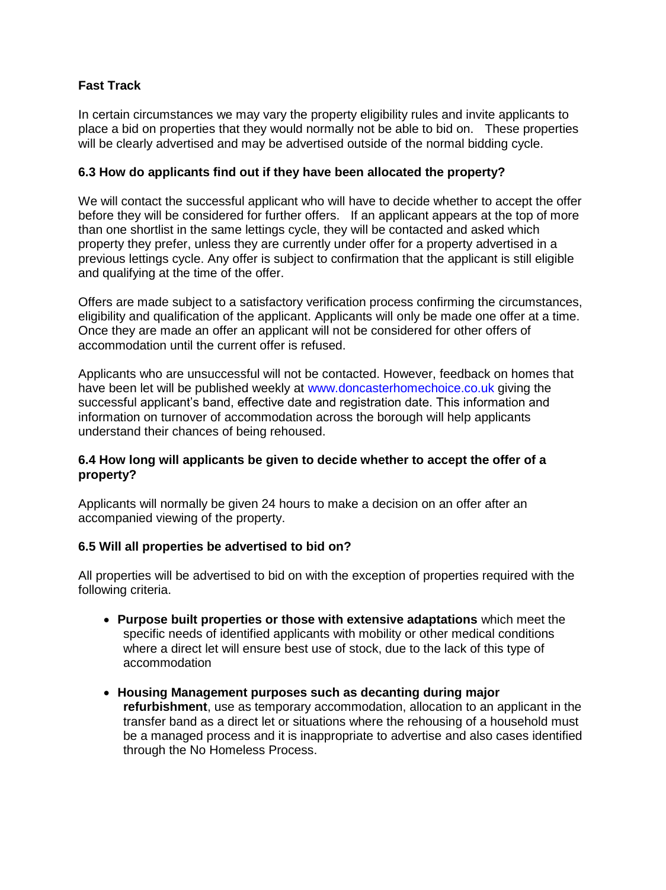**Fast Track**

In certain circumstances we may vary the property eligibility rules and invite applicants to place a bid on properties that they would normally not be able to bid on. These properties will be clearly advertised and may be advertised outside of the normal bidding cycle.

### 6.3 How do applicants find out if they have been allocated the property?

We will contact the successful applicant who will have to decide whether to accept the offer before they will be considered for further offers. If an applicant appears at the top of more than one shortlist in the same lettings cycle, they will be contacted and asked which property they prefer, unless they are currently under offer for a property advertised in a previous lettings cycle. Any offer is subject to confirmation that the applicant is still eligible and qualifying at the time of the offer.

Offers are made subject to a satisfactory verification process confirming the circumstances, eligibility and qualification of the applicant. Applicants will only be made one offer at a time. Once they are made an offer an applicant will not be considered for other offers of accommodation until the current offer is refused.

Applicants who are unsuccessful will not be contacted. However, feedback on homes that have been let will be published weekly at www.doncasterhomechoice.co.uk giving the successful applicant's band, effective date and registration date. This information and information on turnover of accommodation across the borough will help applicants understand their chances of being rehoused.

### 6.4 How long will applicants be given to decide whether to accept the offer of a property?

Applicants will normally be given 24 hours to make a decision on an offer after an accompanied viewing of the property.

### 6.5 Will all properties be advertised to bid on?

All properties will be advertised to bid on with the exception of properties required with the following criteria.

- **Purpose built properties or those with extensive adaptations** which meet the specific needs of identified applicants with mobility or other medical conditions where a direct let will ensure best use of stock, due to the lack of this type of accommodation

- **Housing Management purposes such as decanting during major refurbishment**, use as temporary accommodation, allocation to an applicant in the transfer band as a direct let or situations where the rehousing of a household must be a managed process and it is inappropriate to advertise and also cases identified through the No Homeless Process.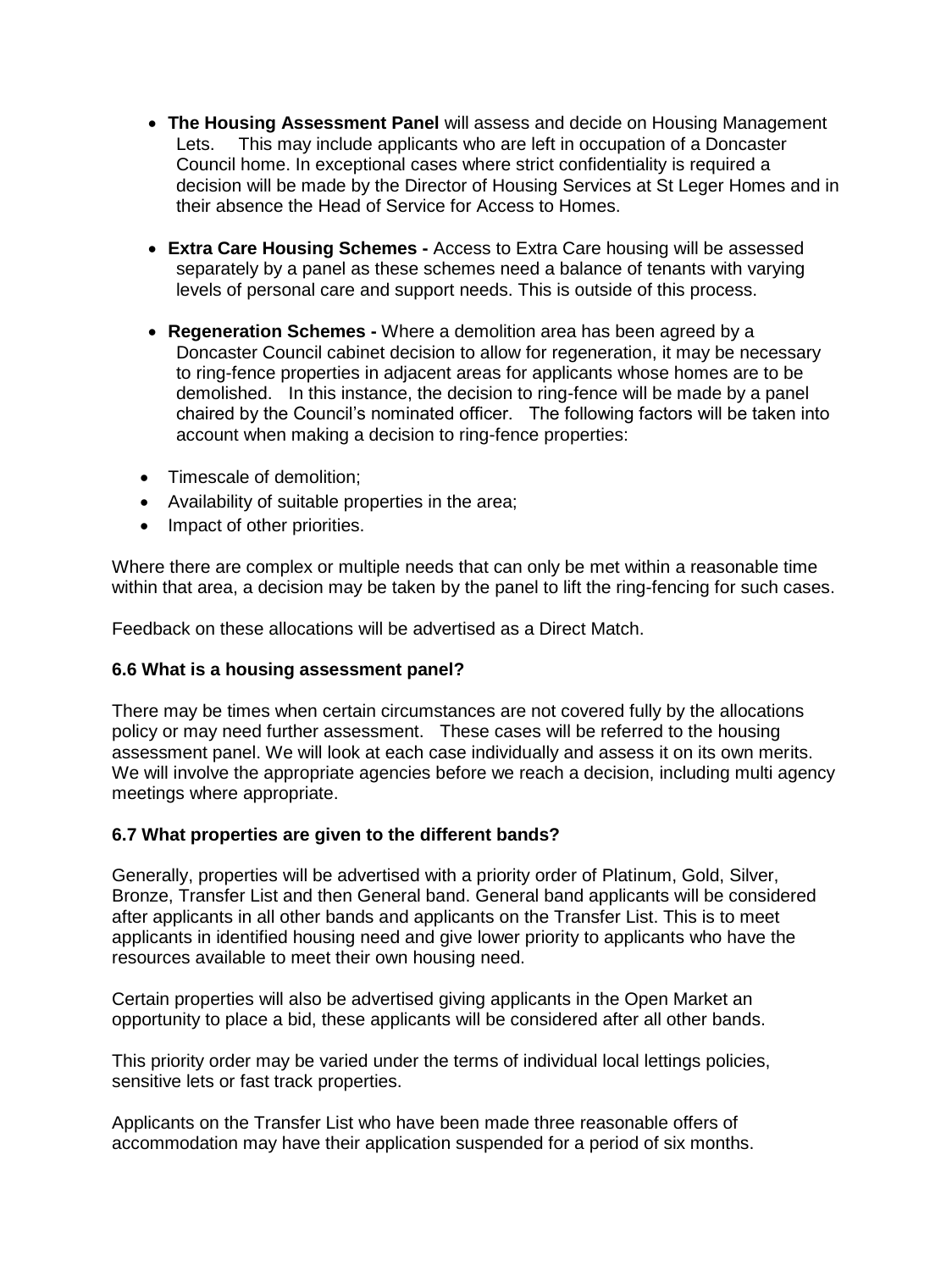- **The Housing Assessment Panel** will assess and decide on Housing Management Lets. This may include applicants who are left in occupation of a Doncaster Council home. In exceptional cases where strict confidentiality is required a decision will be made by the Director of Housing Services at St Leger Homes and in their absence the Head of Service for Access to Homes.

- **Extra Care Housing Schemes -** Access to Extra Care housing will be assessed separately by a panel as these schemes need a balance of tenants with varying levels of personal care and support needs. This is outside of this process.

- **Regeneration Schemes -** Where a demolition area has been agreed by a Doncaster Council cabinet decision to allow for regeneration, it may be necessary to ring-fence properties in adjacent areas for applicants whose homes are to be demolished. In this instance, the decision to ring-fence will be made by a panel chaired by the Council's nominated officer. The following factors will be taken into account when making a decision to ring-fence properties:

- Timescale of demolition;
- Availability of suitable properties in the area;
- Impact of other priorities.

Where there are complex or multiple needs that can only be met within a reasonable time within that area, a decision may be taken by the panel to lift the ring-fencing for such cases.

Feedback on these allocations will be advertised as a Direct Match.

### 6.6 What is a housing assessment panel?

There may be times when certain circumstances are not covered fully by the allocations policy or may need further assessment. These cases will be referred to the housing assessment panel. We will look at each case individually and assess it on its own merits. We will involve the appropriate agencies before we reach a decision, including multi agency meetings where appropriate.

### 6.7 What properties are given to the different bands?

Generally, properties will be advertised with a priority order of Platinum, Gold, Silver, Bronze, Transfer List and then General band. General band applicants will be considered after applicants in all other bands and applicants on the Transfer List. This is to meet applicants in identified housing need and give lower priority to applicants who have the resources available to meet their own housing need.

Certain properties will also be advertised giving applicants in the Open Market an opportunity to place a bid, these applicants will be considered after all other bands.

This priority order may be varied under the terms of individual local lettings policies, sensitive lets or fast track properties.

Applicants on the Transfer List who have been made three reasonable offers of accommodation may have their application suspended for a period of six months.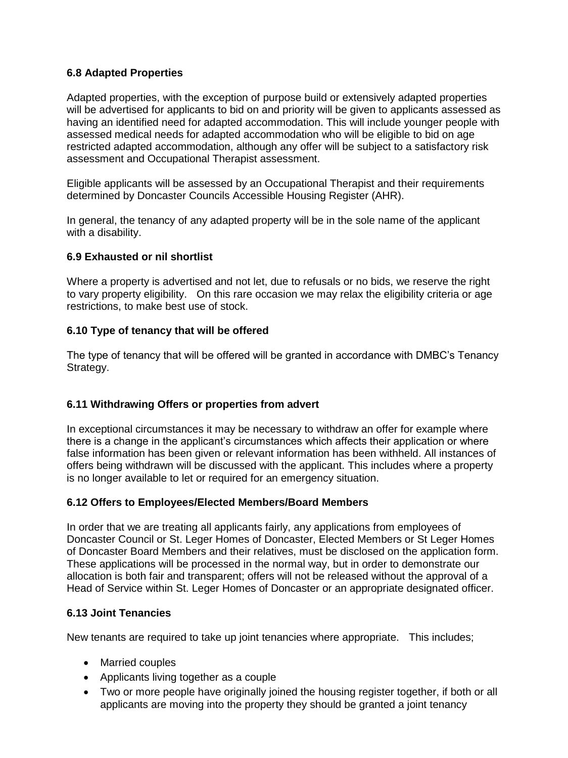### 6.8 Adapted Properties

Adapted properties, with the exception of purpose build or extensively adapted properties will be advertised for applicants to bid on and priority will be given to applicants assessed as having an identified need for adapted accommodation. This will include younger people with assessed medical needs for adapted accommodation who will be eligible to bid on age restricted adapted accommodation, although any offer will be subject to a satisfactory risk assessment and Occupational Therapist assessment.

Eligible applicants will be assessed by an Occupational Therapist and their requirements determined by Doncaster Councils Accessible Housing Register (AHR).

In general, the tenancy of any adapted property will be in the sole name of the applicant with a disability.

### 6.9 Exhausted or nil shortlist

Where a property is advertised and not let, due to refusals or no bids, we reserve the right to vary property eligibility. On this rare occasion we may relax the eligibility criteria or age restrictions, to make best use of stock.

### 6.10 Type of tenancy that will be offered

The type of tenancy that will be offered will be granted in accordance with DMBC's Tenancy Strategy.

### 6.11 Withdrawing Offers or properties from advert

In exceptional circumstances it may be necessary to withdraw an offer for example where there is a change in the applicant's circumstances which affects their application or where false information has been given or relevant information has been withheld. All instances of offers being withdrawn will be discussed with the applicant. This includes where a property is no longer available to let or required for an emergency situation.

### 6.12 Offers to Employees/Elected Members/Board Members

In order that we are treating all applicants fairly, any applications from employees of Doncaster Council or St. Leger Homes of Doncaster, Elected Members or St Leger Homes of Doncaster Board Members and their relatives, must be disclosed on the application form. These applications will be processed in the normal way, but in order to demonstrate our allocation is both fair and transparent; offers will not be released without the approval of a Head of Service within St. Leger Homes of Doncaster or an appropriate designated officer.

### 6.13 Joint Tenancies

New tenants are required to take up joint tenancies where appropriate. This includes;

- Married couples
- Applicants living together as a couple
- Two or more people have originally joined the housing register together, if both or all applicants are moving into the property they should be granted a joint tenancy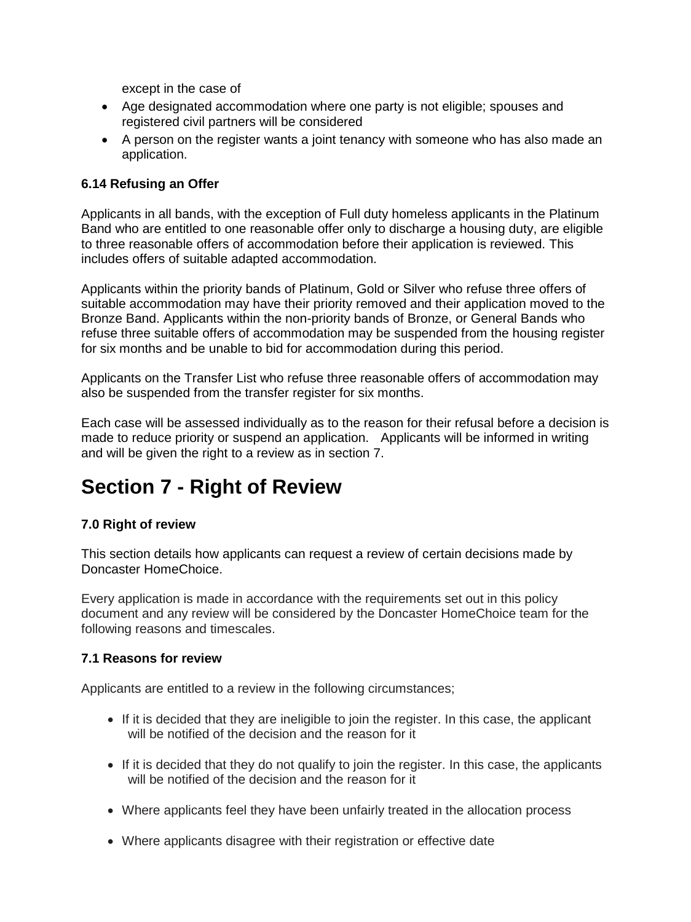except in the case of

- Age designated accommodation where one party is not eligible; spouses and registered civil partners will be considered
- A person on the register wants a joint tenancy with someone who has also made an application.

**6.14 Refusing an Offer**

Applicants in all bands, with the exception of Full duty homeless applicants in the Platinum Band who are entitled to one reasonable offer only to discharge a housing duty, are eligible to three reasonable offers of accommodation before their application is reviewed. This includes offers of suitable adapted accommodation.

Applicants within the priority bands of Platinum, Gold or Silver who refuse three offers of suitable accommodation may have their priority removed and their application moved to the Bronze Band. Applicants within the non-priority bands of Bronze, or General Bands who refuse three suitable offers of accommodation may be suspended from the housing register for six months and be unable to bid for accommodation during this period.

Applicants on the Transfer List who refuse three reasonable offers of accommodation may also be suspended from the transfer register for six months.

Each case will be assessed individually as to the reason for their refusal before a decision is made to reduce priority or suspend an application. Applicants will be informed in writing and will be given the right to a review as in section 7.

# Section 7 - Right of Review

**7.0 Right of review**

This section details how applicants can request a review of certain decisions made by Doncaster HomeChoice.

Every application is made in accordance with the requirements set out in this policy document and any review will be considered by the Doncaster HomeChoice team for the following reasons and timescales.

**7.1 Reasons for review**

Applicants are entitled to a review in the following circumstances;

- If it is decided that they are ineligible to join the register. In this case, the applicant will be notified of the decision and the reason for it
- If it is decided that they do not qualify to join the register. In this case, the applicants will be notified of the decision and the reason for it
- Where applicants feel they have been unfairly treated in the allocation process
- Where applicants disagree with their registration or effective date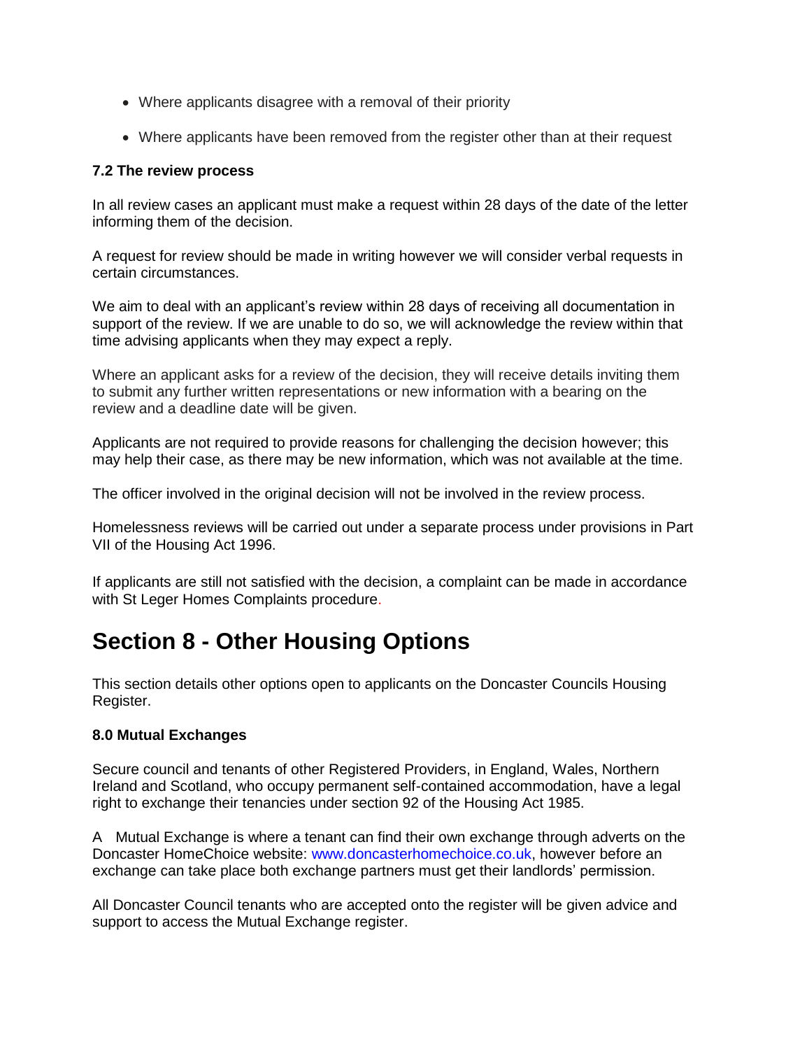- Where applicants disagree with a removal of their priority
- Where applicants have been removed from the register other than at their request

**7.2 The review process**

In all review cases an applicant must make a request within 28 days of the date of the letter informing them of the decision.

A request for review should be made in writing however we will consider verbal requests in certain circumstances.

We aim to deal with an applicant's review within 28 days of receiving all documentation in support of the review. If we are unable to do so, we will acknowledge the review within that time advising applicants when they may expect a reply.

Where an applicant asks for a review of the decision, they will receive details inviting them to submit any further written representations or new information with a bearing on the review and a deadline date will be given.

Applicants are not required to provide reasons for challenging the decision however; this may help their case, as there may be new information, which was not available at the time.

The officer involved in the original decision will not be involved in the review process.

Homelessness reviews will be carried out under a separate process under provisions in Part VII of the Housing Act 1996.

If applicants are still not satisfied with the decision, a complaint can be made in accordance with St Leger Homes Complaints procedure.

# Section 8 - Other Housing Options

This section details other options open to applicants on the Doncaster Councils Housing Register.

**8.0 Mutual Exchanges**

Secure council and tenants of other Registered Providers, in England, Wales, Northern Ireland and Scotland, who occupy permanent self-contained accommodation, have a legal right to exchange their tenancies under section 92 of the Housing Act 1985.

A Mutual Exchange is where a tenant can find their own exchange through adverts on the Doncaster HomeChoice website: www.doncasterhomechoice.co.uk, however before an exchange can take place both exchange partners must get their landlords' permission.

All Doncaster Council tenants who are accepted onto the register will be given advice and support to access the Mutual Exchange register.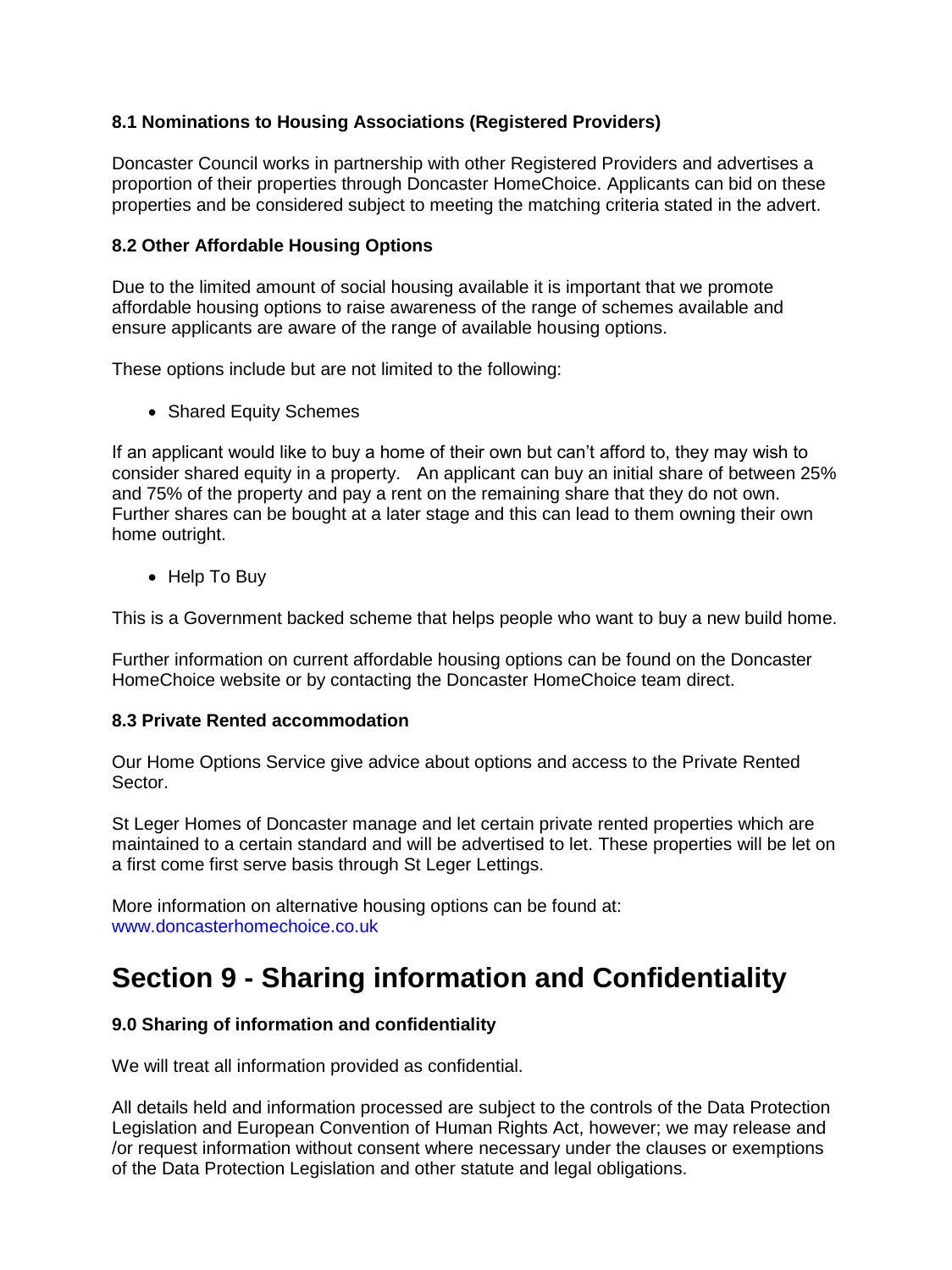**8.1 Nominations to Housing Associations (Registered Providers)**

Doncaster Council works in partnership with other Registered Providers and advertises a proportion of their properties through Doncaster HomeChoice. Applicants can bid on these properties and be considered subject to meeting the matching criteria stated in the advert.

**8.2 Other Affordable Housing Options**

Due to the limited amount of social housing available it is important that we promote affordable housing options to raise awareness of the range of schemes available and ensure applicants are aware of the range of available housing options.

These options include but are not limited to the following:

- Shared Equity Schemes

If an applicant would like to buy a home of their own but can't afford to, they may wish to consider shared equity in a property. An applicant can buy an initial share of between 25% and 75% of the property and pay a rent on the remaining share that they do not own. Further shares can be bought at a later stage and this can lead to them owning their own home outright.

- Help To Buy

This is a Government backed scheme that helps people who want to buy a new build home.

Further information on current affordable housing options can be found on the Doncaster HomeChoice website or by contacting the Doncaster HomeChoice team direct.

**8.3 Private Rented accommodation**

Our Home Options Service give advice about options and access to the Private Rented Sector.

St Leger Homes of Doncaster manage and let certain private rented properties which are maintained to a certain standard and will be advertised to let. These properties will be let on a first come first serve basis through St Leger Lettings.

More information on alternative housing options can be found at: www.doncasterhomechoice.co.uk

# Section 9 - Sharing information and Confidentiality

**9.0 Sharing of information and confidentiality**

We will treat all information provided as confidential.

All details held and information processed are subject to the controls of the Data Protection Legislation and European Convention of Human Rights Act, however; we may release and /or request information without consent where necessary under the clauses or exemptions of the Data Protection Legislation and other statute and legal obligations.